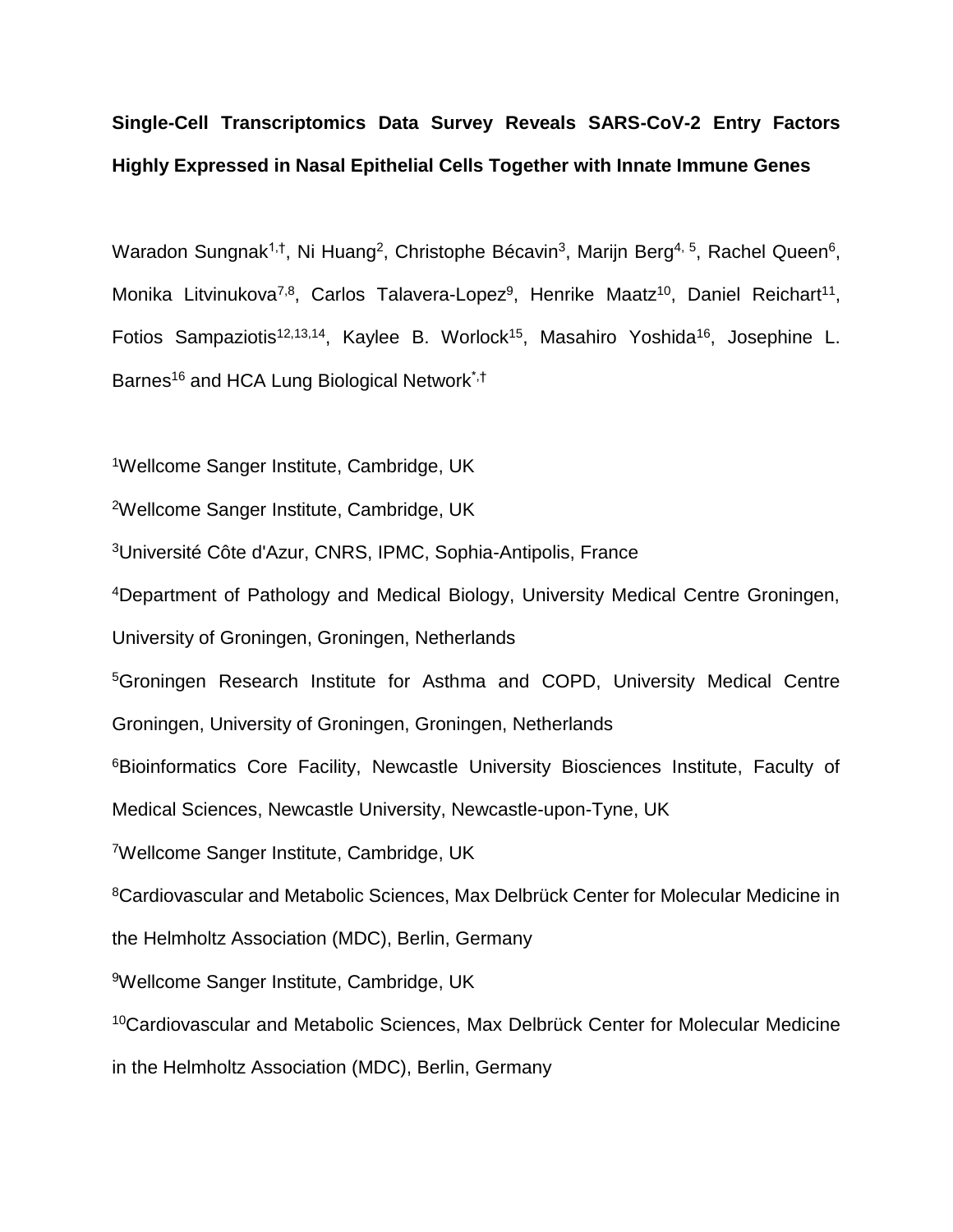**Single-Cell Transcriptomics Data Survey Reveals SARS-CoV-2 Entry Factors Highly Expressed in Nasal Epithelial Cells Together with Innate Immune Genes**

Waradon Sungnak[1,†], Ni Huang[2], Christophe Bécavin[3], Marijn Berg[4, 5], Rachel Queen[6], Monika Litvinukova[7,8], Carlos Talavera-Lopez[9], Henrike Maatz[10], Daniel Reichart[11], Fotios Sampaziotis[12,13,14], Kaylee B. Worlock[15], Masahiro Yoshida[16], Josephine L. Barnes[16] and HCA Lung Biological Network[*,†]

[1]Wellcome Sanger Institute, Cambridge, UK

[2]Wellcome Sanger Institute, Cambridge, UK

[3]Université Côte d'Azur, CNRS, IPMC, Sophia-Antipolis, France

[4]Department of Pathology and Medical Biology, University Medical Centre Groningen, University of Groningen, Groningen, Netherlands

[5]Groningen Research Institute for Asthma and COPD, University Medical Centre Groningen, University of Groningen, Groningen, Netherlands

[6]Bioinformatics Core Facility, Newcastle University Biosciences Institute, Faculty of Medical Sciences, Newcastle University, Newcastle-upon-Tyne, UK

[7]Wellcome Sanger Institute, Cambridge, UK

[8]Cardiovascular and Metabolic Sciences, Max Delbrück Center for Molecular Medicine in the Helmholtz Association (MDC), Berlin, Germany

[9]Wellcome Sanger Institute, Cambridge, UK

[10]Cardiovascular and Metabolic Sciences, Max Delbrück Center for Molecular Medicine in the Helmholtz Association (MDC), Berlin, Germany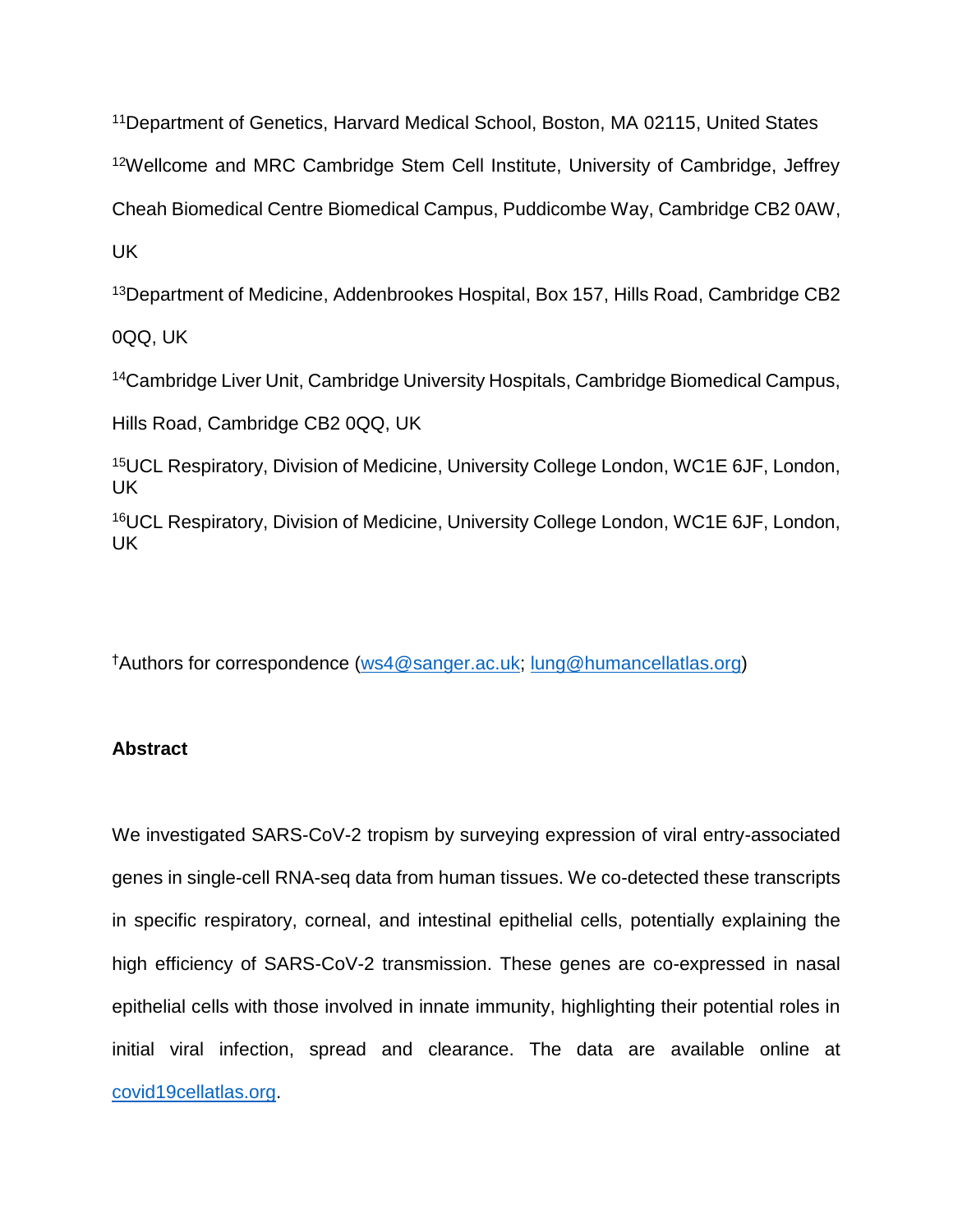[11]Department of Genetics, Harvard Medical School, Boston, MA 02115, United States

[12]Wellcome and MRC Cambridge Stem Cell Institute, University of Cambridge, Jeffrey Cheah Biomedical Centre Biomedical Campus, Puddicombe Way, Cambridge CB2 0AW, UK

[13]Department of Medicine, Addenbrookes Hospital, Box 157, Hills Road, Cambridge CB2 0QQ, UK

[14]Cambridge Liver Unit, Cambridge University Hospitals, Cambridge Biomedical Campus, Hills Road, Cambridge CB2 0QQ, UK

[15]UCL Respiratory, Division of Medicine, University College London, WC1E 6JF, London, UK

[16]UCL Respiratory, Division of Medicine, University College London, WC1E 6JF, London, UK

[†]Authors for correspondence (ws4@sanger.ac.uk; lung@humancellatlas.org)

**Abstract**

We investigated SARS-CoV-2 tropism by surveying expression of viral entry-associated genes in single-cell RNA-seq data from human tissues. We co-detected these transcripts in specific respiratory, corneal, and intestinal epithelial cells, potentially explaining the high efficiency of SARS-CoV-2 transmission. These genes are co-expressed in nasal epithelial cells with those involved in innate immunity, highlighting their potential roles in initial viral infection, spread and clearance. The data are available online at covid19cellatlas.org.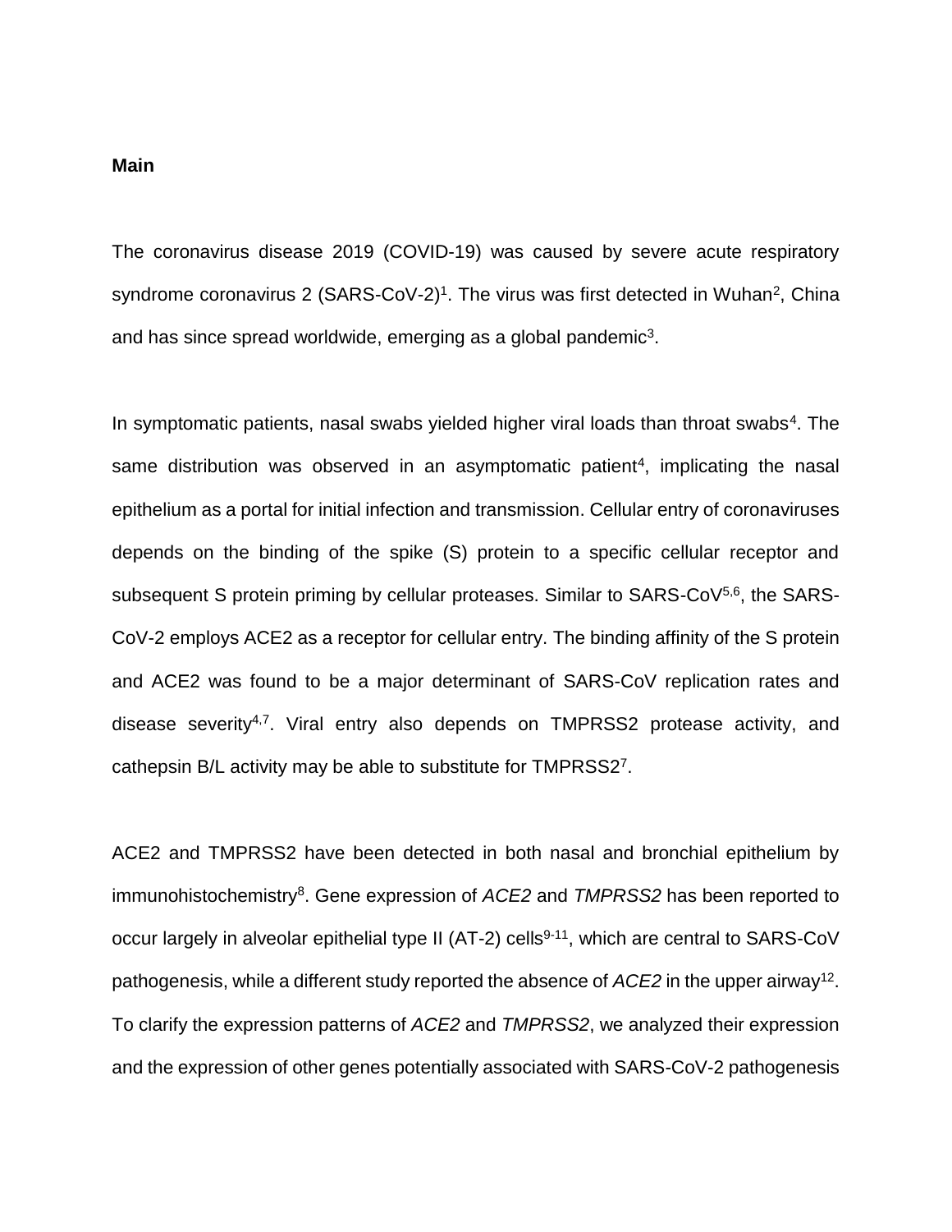**Main**

The coronavirus disease 2019 (COVID-19) was caused by severe acute respiratory syndrome coronavirus 2 (SARS-CoV-2)[1]. The virus was first detected in Wuhan[2], China and has since spread worldwide, emerging as a global pandemic[3].

In symptomatic patients, nasal swabs yielded higher viral loads than throat swabs[4]. The same distribution was observed in an asymptomatic patient[4], implicating the nasal epithelium as a portal for initial infection and transmission. Cellular entry of coronaviruses depends on the binding of the spike (S) protein to a specific cellular receptor and subsequent S protein priming by cellular proteases. Similar to SARS-CoV[5,6], the SARS-CoV-2 employs ACE2 as a receptor for cellular entry. The binding affinity of the S protein and ACE2 was found to be a major determinant of SARS-CoV replication rates and disease severity[4,7]. Viral entry also depends on TMPRSS2 protease activity, and cathepsin B/L activity may be able to substitute for TMPRSS2[7].

ACE2 and TMPRSS2 have been detected in both nasal and bronchial epithelium by immunohistochemistry[8]. Gene expression of *ACE2* and *TMPRSS2* has been reported to occur largely in alveolar epithelial type II (AT-2) cells[9-11], which are central to SARS-CoV pathogenesis, while a different study reported the absence of *ACE2* in the upper airway[12]. To clarify the expression patterns of *ACE2* and *TMPRSS2*, we analyzed their expression and the expression of other genes potentially associated with SARS-CoV-2 pathogenesis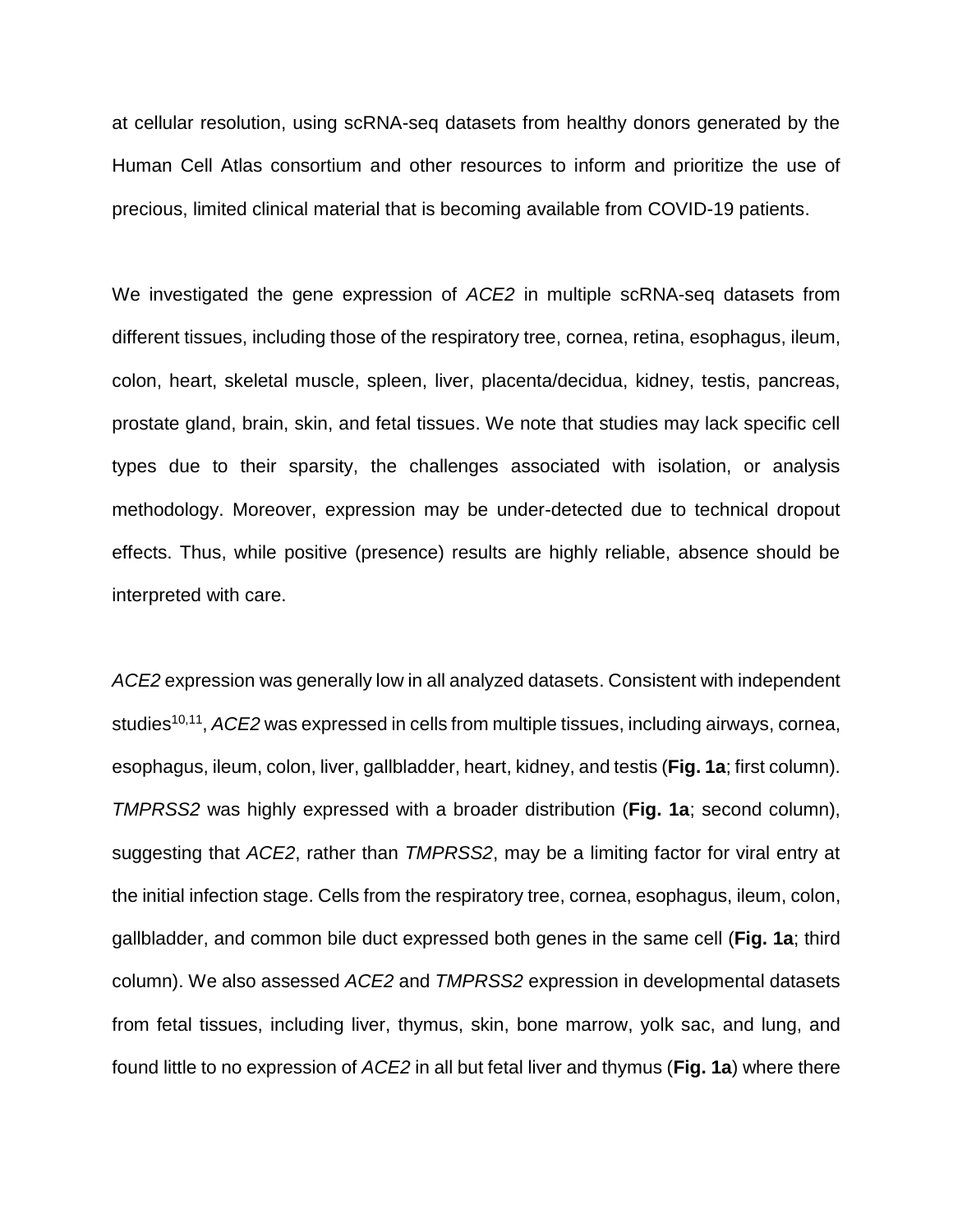at cellular resolution, using scRNA-seq datasets from healthy donors generated by the Human Cell Atlas consortium and other resources to inform and prioritize the use of precious, limited clinical material that is becoming available from COVID-19 patients.

We investigated the gene expression of *ACE2* in multiple scRNA-seq datasets from different tissues, including those of the respiratory tree, cornea, retina, esophagus, ileum, colon, heart, skeletal muscle, spleen, liver, placenta/decidua, kidney, testis, pancreas, prostate gland, brain, skin, and fetal tissues. We note that studies may lack specific cell types due to their sparsity, the challenges associated with isolation, or analysis methodology. Moreover, expression may be under-detected due to technical dropout effects. Thus, while positive (presence) results are highly reliable, absence should be interpreted with care.

*ACE2* expression was generally low in all analyzed datasets. Consistent with independent studies[10,11], *ACE2* was expressed in cells from multiple tissues, including airways, cornea, esophagus, ileum, colon, liver, gallbladder, heart, kidney, and testis (**Fig. 1a**; first column). *TMPRSS2* was highly expressed with a broader distribution (**Fig. 1a**; second column), suggesting that *ACE2*, rather than *TMPRSS2*, may be a limiting factor for viral entry at the initial infection stage. Cells from the respiratory tree, cornea, esophagus, ileum, colon, gallbladder, and common bile duct expressed both genes in the same cell (**Fig. 1a**; third column). We also assessed *ACE2* and *TMPRSS2* expression in developmental datasets from fetal tissues, including liver, thymus, skin, bone marrow, yolk sac, and lung, and found little to no expression of *ACE2* in all but fetal liver and thymus (**Fig. 1a**) where there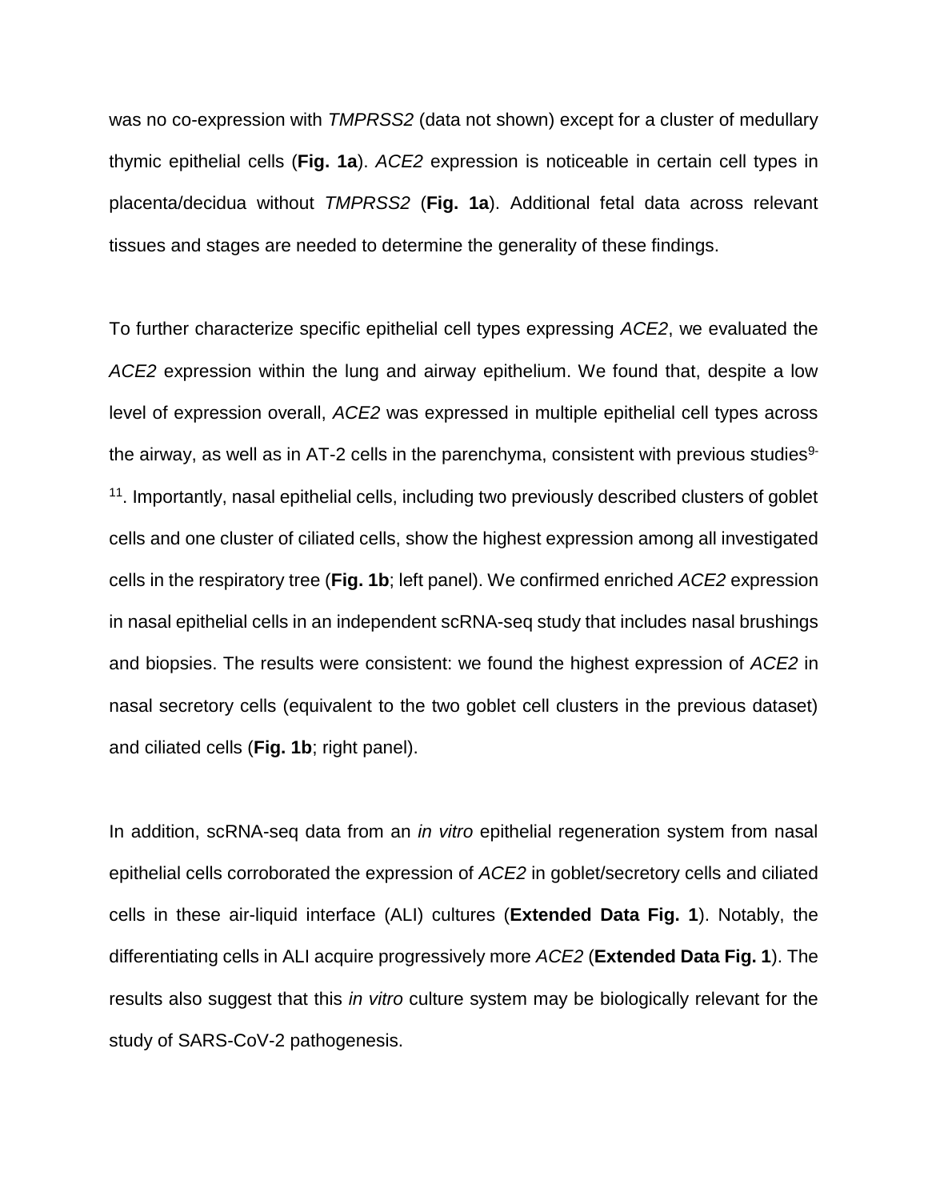was no co-expression with *TMPRSS2* (data not shown) except for a cluster of medullary thymic epithelial cells (**Fig. 1a**). *ACE2* expression is noticeable in certain cell types in placenta/decidua without *TMPRSS2* (**Fig. 1a**). Additional fetal data across relevant tissues and stages are needed to determine the generality of these findings.

To further characterize specific epithelial cell types expressing *ACE2*, we evaluated the *ACE2* expression within the lung and airway epithelium. We found that, despite a low level of expression overall, *ACE2* was expressed in multiple epithelial cell types across the airway, as well as in AT-2 cells in the parenchyma, consistent with previous studies[9-11]. Importantly, nasal epithelial cells, including two previously described clusters of goblet cells and one cluster of ciliated cells, show the highest expression among all investigated cells in the respiratory tree (**Fig. 1b**; left panel). We confirmed enriched *ACE2* expression in nasal epithelial cells in an independent scRNA-seq study that includes nasal brushings and biopsies. The results were consistent: we found the highest expression of *ACE2* in nasal secretory cells (equivalent to the two goblet cell clusters in the previous dataset) and ciliated cells (**Fig. 1b**; right panel).

In addition, scRNA-seq data from an *in vitro* epithelial regeneration system from nasal epithelial cells corroborated the expression of *ACE2* in goblet/secretory cells and ciliated cells in these air-liquid interface (ALI) cultures (**Extended Data Fig. 1**). Notably, the differentiating cells in ALI acquire progressively more *ACE2* (**Extended Data Fig. 1**). The results also suggest that this *in vitro* culture system may be biologically relevant for the study of SARS-CoV-2 pathogenesis.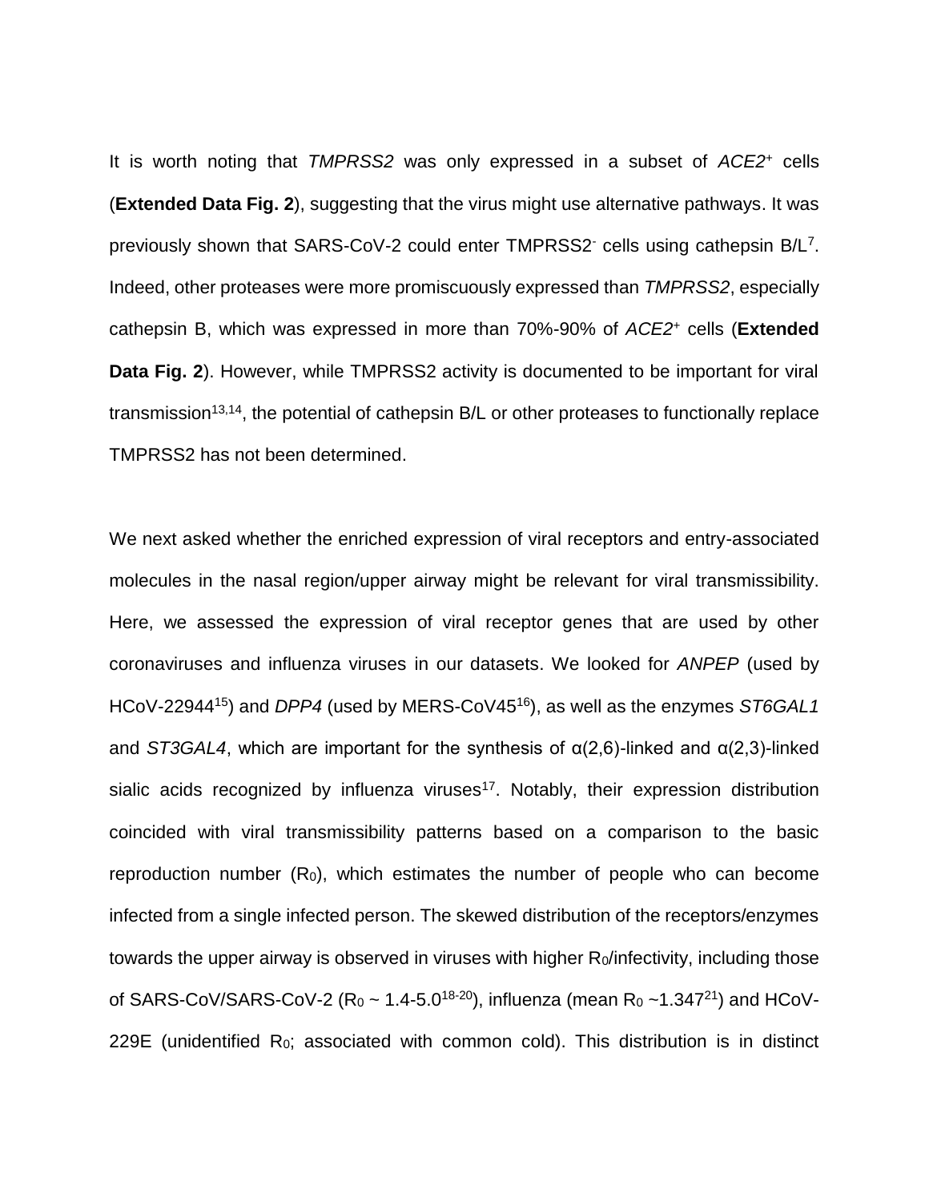It is worth noting that *TMPRSS2* was only expressed in a subset of *ACE2*$^{+}$ cells (**Extended Data Fig. 2**), suggesting that the virus might use alternative pathways. It was previously shown that SARS-CoV-2 could enter TMPRSS2$^{-}$ cells using cathepsin B/L[7]. Indeed, other proteases were more promiscuously expressed than *TMPRSS2*, especially cathepsin B, which was expressed in more than 70%-90% of *ACE2*$^{+}$ cells (**Extended Data Fig. 2**). However, while TMPRSS2 activity is documented to be important for viral transmission[13,14], the potential of cathepsin B/L or other proteases to functionally replace TMPRSS2 has not been determined.

We next asked whether the enriched expression of viral receptors and entry-associated molecules in the nasal region/upper airway might be relevant for viral transmissibility. Here, we assessed the expression of viral receptor genes that are used by other coronaviruses and influenza viruses in our datasets. We looked for *ANPEP* (used by HCoV-22944[15]) and *DPP4* (used by MERS-CoV45[16]), as well as the enzymes *ST6GAL1* and *ST3GAL4*, which are important for the synthesis of α(2,6)-linked and α(2,3)-linked sialic acids recognized by influenza viruses[17]. Notably, their expression distribution coincided with viral transmissibility patterns based on a comparison to the basic reproduction number ($R_0$), which estimates the number of people who can become infected from a single infected person. The skewed distribution of the receptors/enzymes towards the upper airway is observed in viruses with higher $R_0$/infectivity, including those of SARS-CoV/SARS-CoV-2 ($R_0$ ~ 1.4-5.0[18-20]), influenza (mean $R_0$ ~1.347[21]) and HCoV-229E (unidentified $R_0$; associated with common cold). This distribution is in distinct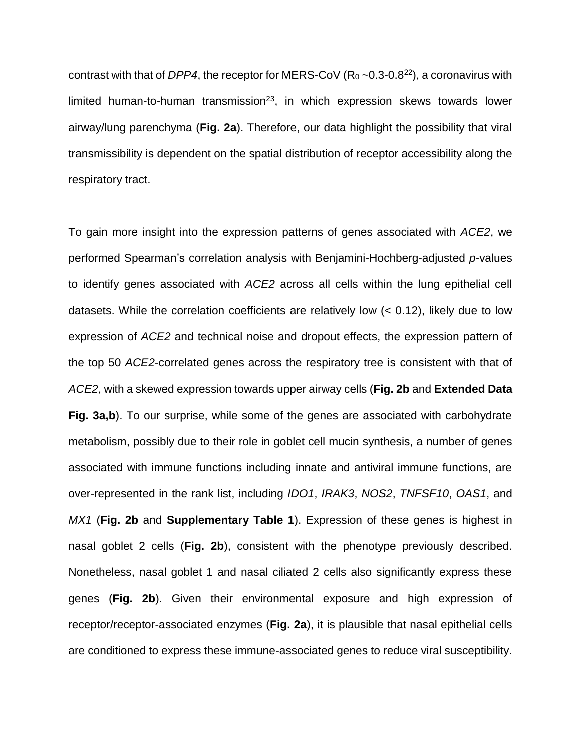contrast with that of *DPP4*, the receptor for MERS-CoV ($R_0$ ~0.3-0.8[22]), a coronavirus with limited human-to-human transmission[23], in which expression skews towards lower airway/lung parenchyma (**Fig. 2a**). Therefore, our data highlight the possibility that viral transmissibility is dependent on the spatial distribution of receptor accessibility along the respiratory tract.

To gain more insight into the expression patterns of genes associated with *ACE2*, we performed Spearman's correlation analysis with Benjamini-Hochberg-adjusted *p*-values to identify genes associated with *ACE2* across all cells within the lung epithelial cell datasets. While the correlation coefficients are relatively low (< 0.12), likely due to low expression of *ACE2* and technical noise and dropout effects, the expression pattern of the top 50 *ACE2*-correlated genes across the respiratory tree is consistent with that of *ACE2*, with a skewed expression towards upper airway cells (**Fig. 2b** and **Extended Data Fig. 3a,b**). To our surprise, while some of the genes are associated with carbohydrate metabolism, possibly due to their role in goblet cell mucin synthesis, a number of genes associated with immune functions including innate and antiviral immune functions, are over-represented in the rank list, including *IDO1*, *IRAK3*, *NOS2*, *TNFSF10*, *OAS1*, and *MX1* (**Fig. 2b** and **Supplementary Table 1**). Expression of these genes is highest in nasal goblet 2 cells (**Fig. 2b**), consistent with the phenotype previously described. Nonetheless, nasal goblet 1 and nasal ciliated 2 cells also significantly express these genes (**Fig. 2b**). Given their environmental exposure and high expression of receptor/receptor-associated enzymes (**Fig. 2a**), it is plausible that nasal epithelial cells are conditioned to express these immune-associated genes to reduce viral susceptibility.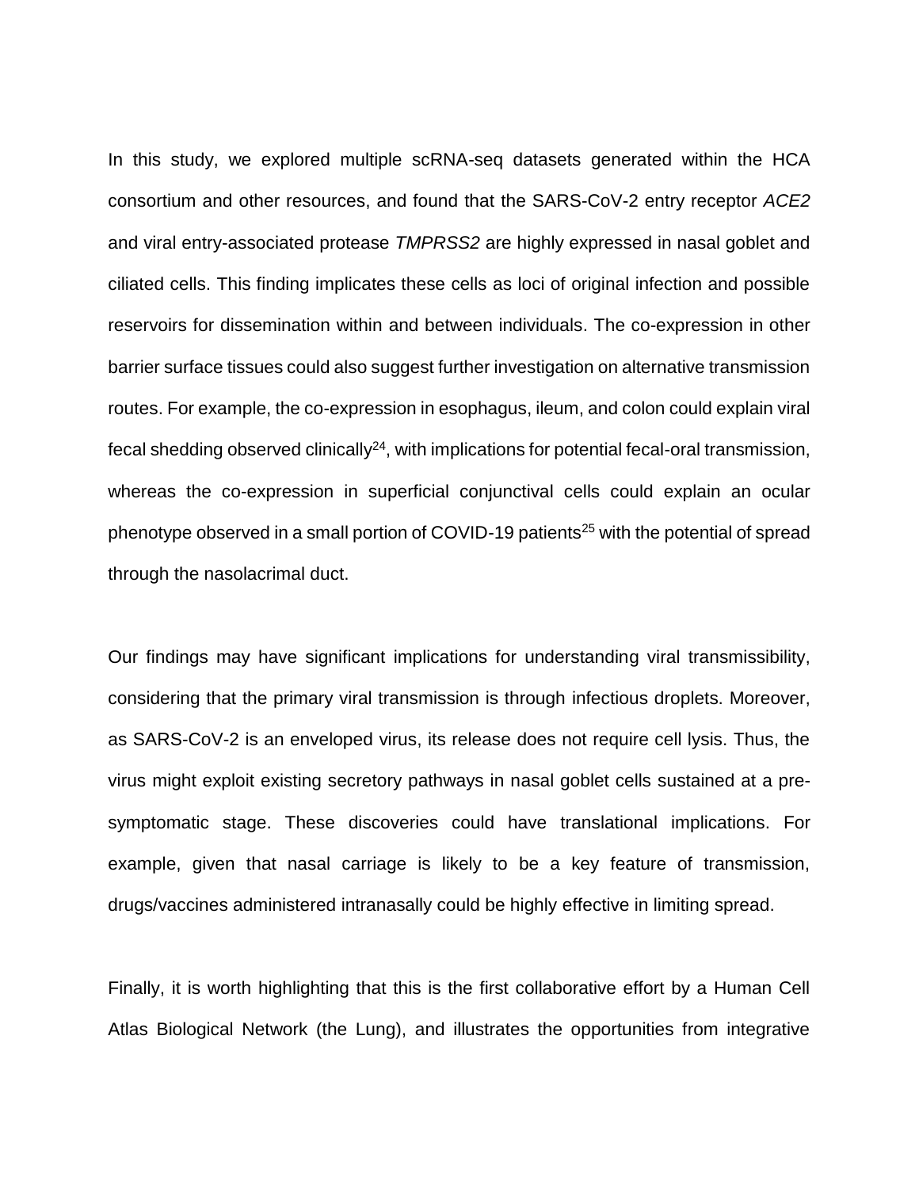In this study, we explored multiple scRNA-seq datasets generated within the HCA consortium and other resources, and found that the SARS-CoV-2 entry receptor *ACE2* and viral entry-associated protease *TMPRSS2* are highly expressed in nasal goblet and ciliated cells. This finding implicates these cells as loci of original infection and possible reservoirs for dissemination within and between individuals. The co-expression in other barrier surface tissues could also suggest further investigation on alternative transmission routes. For example, the co-expression in esophagus, ileum, and colon could explain viral fecal shedding observed clinically[24], with implications for potential fecal-oral transmission, whereas the co-expression in superficial conjunctival cells could explain an ocular phenotype observed in a small portion of COVID-19 patients[25] with the potential of spread through the nasolacrimal duct.

Our findings may have significant implications for understanding viral transmissibility, considering that the primary viral transmission is through infectious droplets. Moreover, as SARS-CoV-2 is an enveloped virus, its release does not require cell lysis. Thus, the virus might exploit existing secretory pathways in nasal goblet cells sustained at a pre-symptomatic stage. These discoveries could have translational implications. For example, given that nasal carriage is likely to be a key feature of transmission, drugs/vaccines administered intranasally could be highly effective in limiting spread.

Finally, it is worth highlighting that this is the first collaborative effort by a Human Cell Atlas Biological Network (the Lung), and illustrates the opportunities from integrative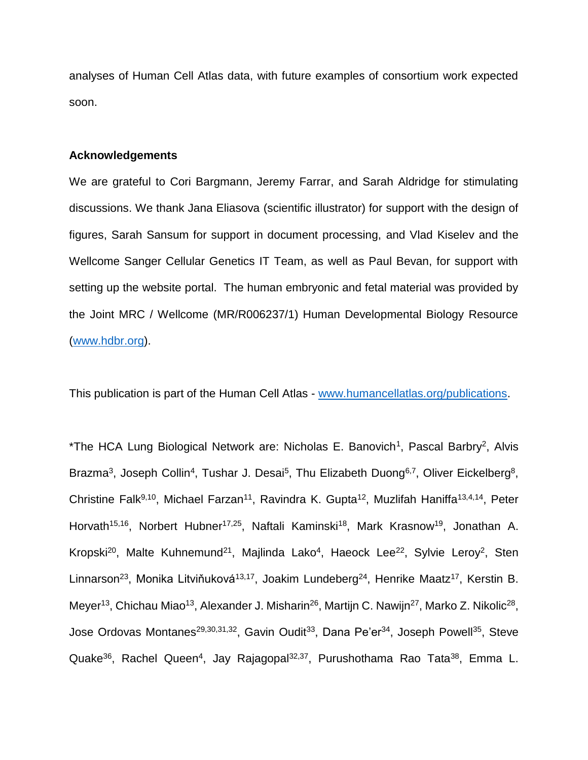analyses of Human Cell Atlas data, with future examples of consortium work expected soon.

### Acknowledgements

We are grateful to Cori Bargmann, Jeremy Farrar, and Sarah Aldridge for stimulating discussions. We thank Jana Eliasova (scientific illustrator) for support with the design of figures, Sarah Sansum for support in document processing, and Vlad Kiselev and the Wellcome Sanger Cellular Genetics IT Team, as well as Paul Bevan, for support with setting up the website portal. The human embryonic and fetal material was provided by the Joint MRC / Wellcome (MR/R006237/1) Human Developmental Biology Resource (www.hdbr.org).

This publication is part of the Human Cell Atlas - www.humancellatlas.org/publications.

*The HCA Lung Biological Network are: Nicholas E. Banovich[1], Pascal Barbry[2], Alvis Brazma[3], Joseph Collin[4], Tushar J. Desai[5], Thu Elizabeth Duong[6,7], Oliver Eickelberg[8], Christine Falk[9,10], Michael Farzan[11], Ravindra K. Gupta[12], Muzlifah Haniffa[13,4,14], Peter Horvath[15,16], Norbert Hubner[17,25], Naftali Kaminski[18], Mark Krasnow[19], Jonathan A. Kropski[20], Malte Kuhnemund[21], Majlinda Lako[4], Haeock Lee[22], Sylvie Leroy[2], Sten Linnarson[23], Monika Litviňuková[13,17], Joakim Lundeberg[24], Henrike Maatz[17], Kerstin B. Meyer[13], Chichau Miao[13], Alexander J. Misharin[26], Martijn C. Nawijn[27], Marko Z. Nikolic[28], Jose Ordovas Montanes[29,30,31,32], Gavin Oudit[33], Dana Pe'er[34], Joseph Powell[35], Steve Quake[36], Rachel Queen[4], Jay Rajagopal[32,37], Purushothama Rao Tata[38], Emma L.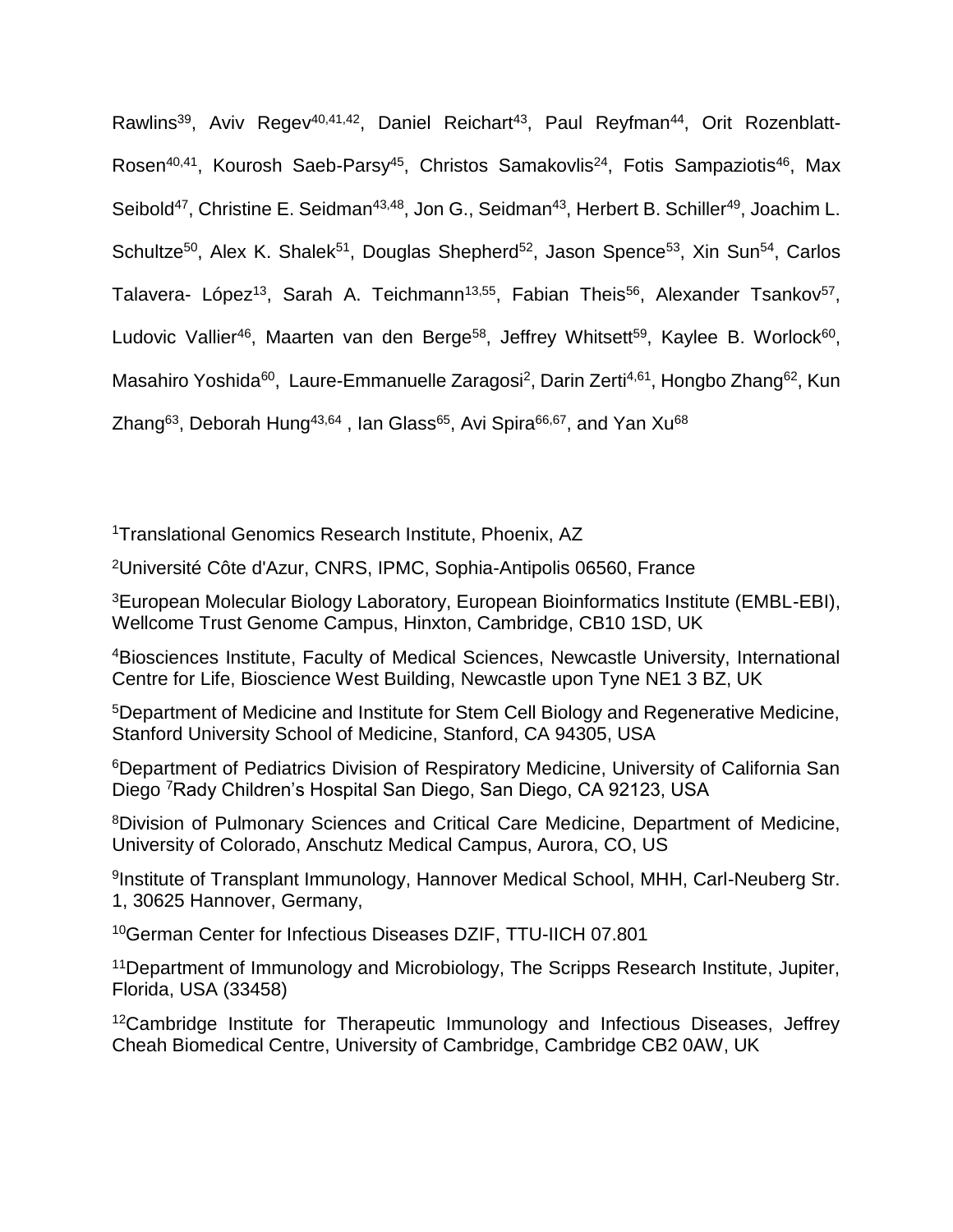Rawlins[39], Aviv Regev[40,41,42], Daniel Reichart[43], Paul Reyfman[44], Orit Rozenblatt-Rosen[40,41], Kourosh Saeb-Parsy[45], Christos Samakovlis[24], Fotis Sampaziotis[46], Max Seibold[47], Christine E. Seidman[43,48], Jon G., Seidman[43], Herbert B. Schiller[49], Joachim L. Schultze[50], Alex K. Shalek[51], Douglas Shepherd[52], Jason Spence[53], Xin Sun[54], Carlos Talavera- López[13], Sarah A. Teichmann[13,55], Fabian Theis[56], Alexander Tsankov[57], Ludovic Vallier[46], Maarten van den Berge[58], Jeffrey Whitsett[59], Kaylee B. Worlock[60], Masahiro Yoshida[60], Laure-Emmanuelle Zaragosi[2], Darin Zerti[4,61], Hongbo Zhang[62], Kun Zhang[63], Deborah Hung[43,64] , Ian Glass[65], Avi Spira[66,67], and Yan Xu[68]

[1]Translational Genomics Research Institute, Phoenix, AZ

[2]Université Côte d'Azur, CNRS, IPMC, Sophia-Antipolis 06560, France

[3]European Molecular Biology Laboratory, European Bioinformatics Institute (EMBL-EBI), Wellcome Trust Genome Campus, Hinxton, Cambridge, CB10 1SD, UK

[4]Biosciences Institute, Faculty of Medical Sciences, Newcastle University, International Centre for Life, Bioscience West Building, Newcastle upon Tyne NE1 3 BZ, UK

[5]Department of Medicine and Institute for Stem Cell Biology and Regenerative Medicine, Stanford University School of Medicine, Stanford, CA 94305, USA

[6]Department of Pediatrics Division of Respiratory Medicine, University of California San Diego [7]Rady Children's Hospital San Diego, San Diego, CA 92123, USA

[8]Division of Pulmonary Sciences and Critical Care Medicine, Department of Medicine, University of Colorado, Anschutz Medical Campus, Aurora, CO, US

[9]Institute of Transplant Immunology, Hannover Medical School, MHH, Carl-Neuberg Str. 1, 30625 Hannover, Germany,

[10]German Center for Infectious Diseases DZIF, TTU-IICH 07.801

[11]Department of Immunology and Microbiology, The Scripps Research Institute, Jupiter, Florida, USA (33458)

[12]Cambridge Institute for Therapeutic Immunology and Infectious Diseases, Jeffrey Cheah Biomedical Centre, University of Cambridge, Cambridge CB2 0AW, UK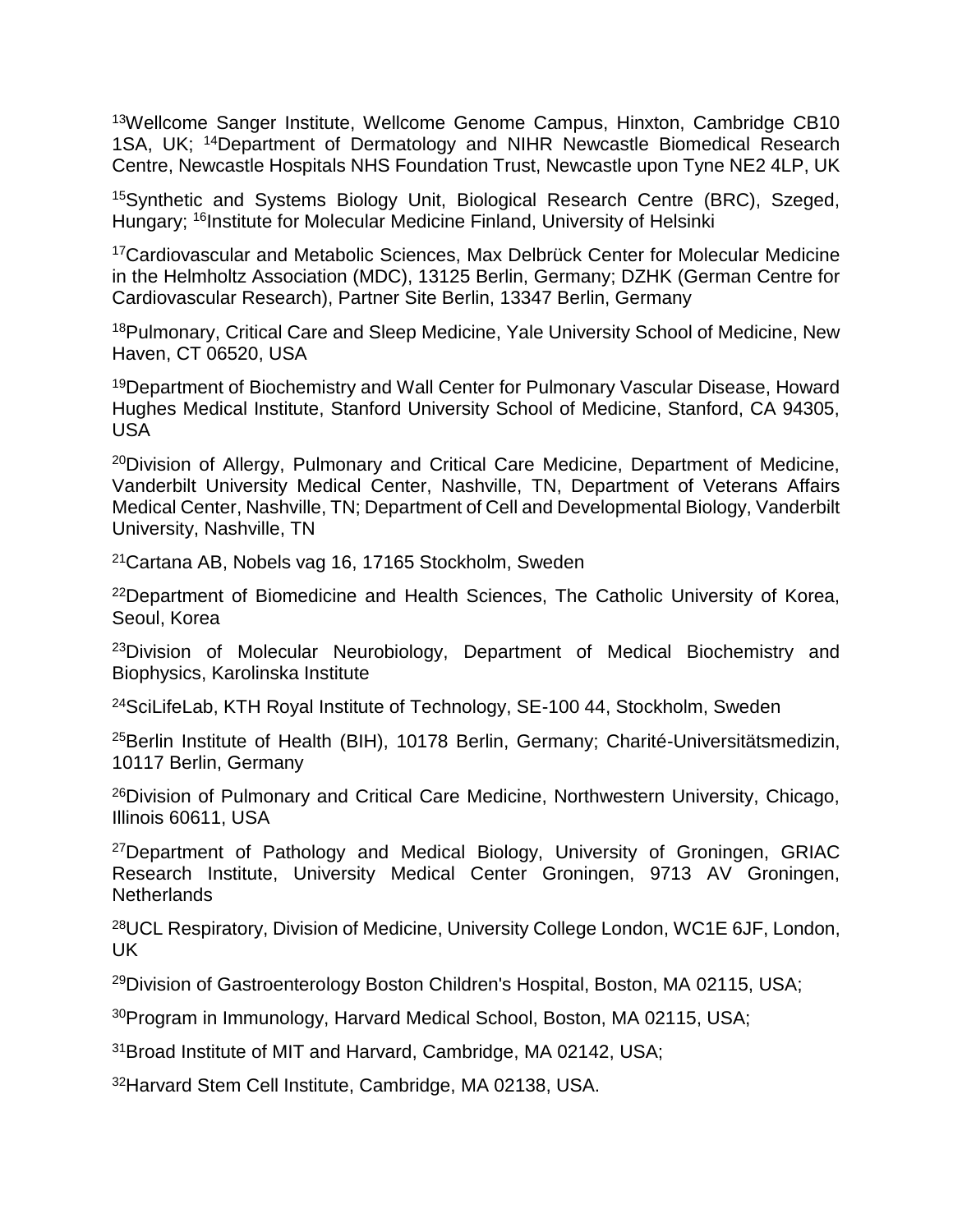[13]Wellcome Sanger Institute, Wellcome Genome Campus, Hinxton, Cambridge CB10 1SA, UK; [14]Department of Dermatology and NIHR Newcastle Biomedical Research Centre, Newcastle Hospitals NHS Foundation Trust, Newcastle upon Tyne NE2 4LP, UK

[15]Synthetic and Systems Biology Unit, Biological Research Centre (BRC), Szeged, Hungary; [16]Institute for Molecular Medicine Finland, University of Helsinki

[17]Cardiovascular and Metabolic Sciences, Max Delbrück Center for Molecular Medicine in the Helmholtz Association (MDC), 13125 Berlin, Germany; DZHK (German Centre for Cardiovascular Research), Partner Site Berlin, 13347 Berlin, Germany

[18]Pulmonary, Critical Care and Sleep Medicine, Yale University School of Medicine, New Haven, CT 06520, USA

[19]Department of Biochemistry and Wall Center for Pulmonary Vascular Disease, Howard Hughes Medical Institute, Stanford University School of Medicine, Stanford, CA 94305, USA

[20]Division of Allergy, Pulmonary and Critical Care Medicine, Department of Medicine, Vanderbilt University Medical Center, Nashville, TN, Department of Veterans Affairs Medical Center, Nashville, TN; Department of Cell and Developmental Biology, Vanderbilt University, Nashville, TN

[21]Cartana AB, Nobels vag 16, 17165 Stockholm, Sweden

[22]Department of Biomedicine and Health Sciences, The Catholic University of Korea, Seoul, Korea

[23]Division of Molecular Neurobiology, Department of Medical Biochemistry and Biophysics, Karolinska Institute

[24]SciLifeLab, KTH Royal Institute of Technology, SE-100 44, Stockholm, Sweden

[25]Berlin Institute of Health (BIH), 10178 Berlin, Germany; Charité-Universitätsmedizin, 10117 Berlin, Germany

[26]Division of Pulmonary and Critical Care Medicine, Northwestern University, Chicago, Illinois 60611, USA

[27]Department of Pathology and Medical Biology, University of Groningen, GRIAC Research Institute, University Medical Center Groningen, 9713 AV Groningen, Netherlands

[28]UCL Respiratory, Division of Medicine, University College London, WC1E 6JF, London, UK

[29]Division of Gastroenterology Boston Children's Hospital, Boston, MA 02115, USA;

[30]Program in Immunology, Harvard Medical School, Boston, MA 02115, USA;

[31]Broad Institute of MIT and Harvard, Cambridge, MA 02142, USA;

[32]Harvard Stem Cell Institute, Cambridge, MA 02138, USA.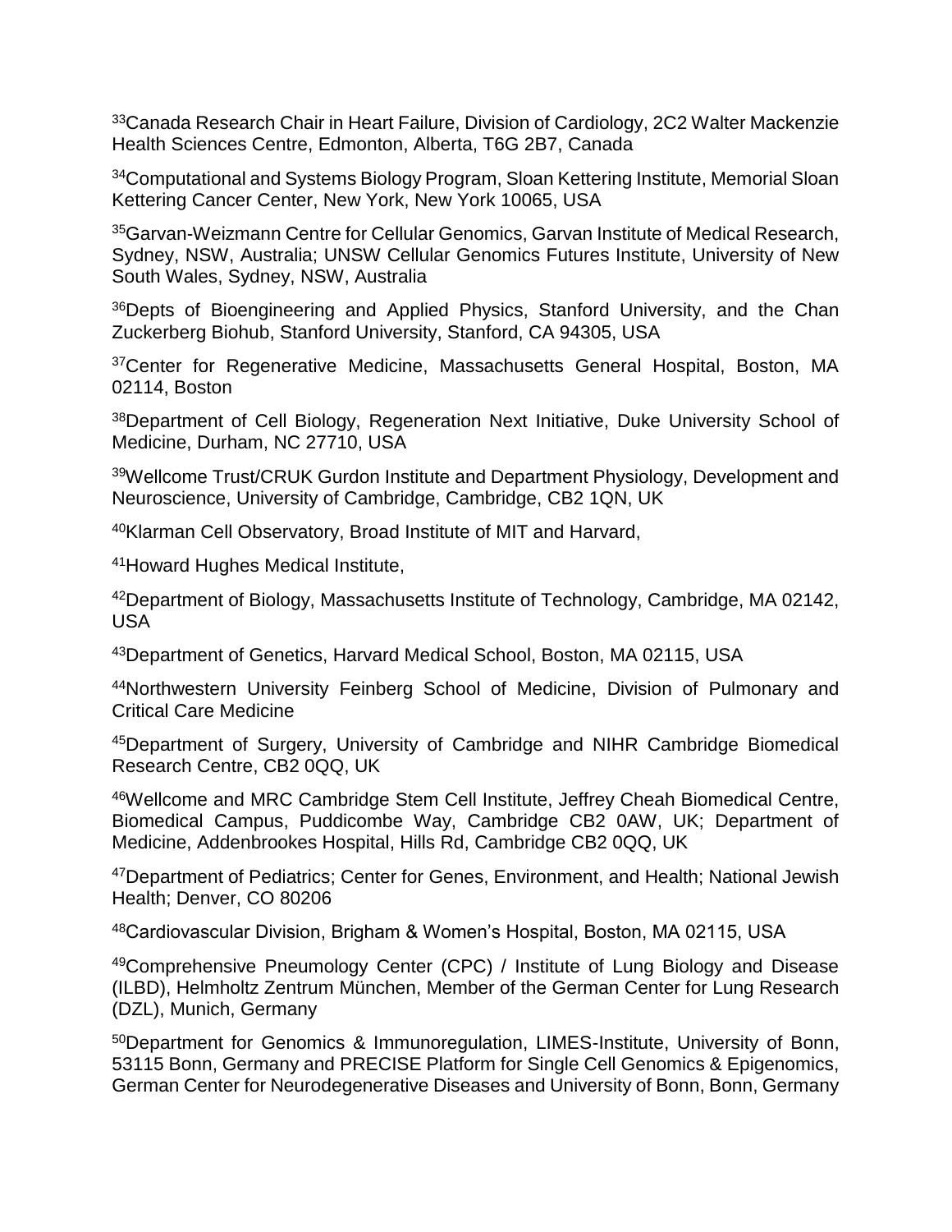[33]Canada Research Chair in Heart Failure, Division of Cardiology, 2C2 Walter Mackenzie Health Sciences Centre, Edmonton, Alberta, T6G 2B7, Canada

[34]Computational and Systems Biology Program, Sloan Kettering Institute, Memorial Sloan Kettering Cancer Center, New York, New York 10065, USA

[35]Garvan-Weizmann Centre for Cellular Genomics, Garvan Institute of Medical Research, Sydney, NSW, Australia; UNSW Cellular Genomics Futures Institute, University of New South Wales, Sydney, NSW, Australia

[36]Depts of Bioengineering and Applied Physics, Stanford University, and the Chan Zuckerberg Biohub, Stanford University, Stanford, CA 94305, USA

[37]Center for Regenerative Medicine, Massachusetts General Hospital, Boston, MA 02114, Boston

[38]Department of Cell Biology, Regeneration Next Initiative, Duke University School of Medicine, Durham, NC 27710, USA

[39]Wellcome Trust/CRUK Gurdon Institute and Department Physiology, Development and Neuroscience, University of Cambridge, Cambridge, CB2 1QN, UK

[40]Klarman Cell Observatory, Broad Institute of MIT and Harvard,

[41]Howard Hughes Medical Institute,

[42]Department of Biology, Massachusetts Institute of Technology, Cambridge, MA 02142, USA

[43]Department of Genetics, Harvard Medical School, Boston, MA 02115, USA

[44]Northwestern University Feinberg School of Medicine, Division of Pulmonary and Critical Care Medicine

[45]Department of Surgery, University of Cambridge and NIHR Cambridge Biomedical Research Centre, CB2 0QQ, UK

[46]Wellcome and MRC Cambridge Stem Cell Institute, Jeffrey Cheah Biomedical Centre, Biomedical Campus, Puddicombe Way, Cambridge CB2 0AW, UK; Department of Medicine, Addenbrookes Hospital, Hills Rd, Cambridge CB2 0QQ, UK

[47]Department of Pediatrics; Center for Genes, Environment, and Health; National Jewish Health; Denver, CO 80206

[48]Cardiovascular Division, Brigham & Women's Hospital, Boston, MA 02115, USA

[49]Comprehensive Pneumology Center (CPC) / Institute of Lung Biology and Disease (ILBD), Helmholtz Zentrum München, Member of the German Center for Lung Research (DZL), Munich, Germany

[50]Department for Genomics & Immunoregulation, LIMES-Institute, University of Bonn, 53115 Bonn, Germany and PRECISE Platform for Single Cell Genomics & Epigenomics, German Center for Neurodegenerative Diseases and University of Bonn, Bonn, Germany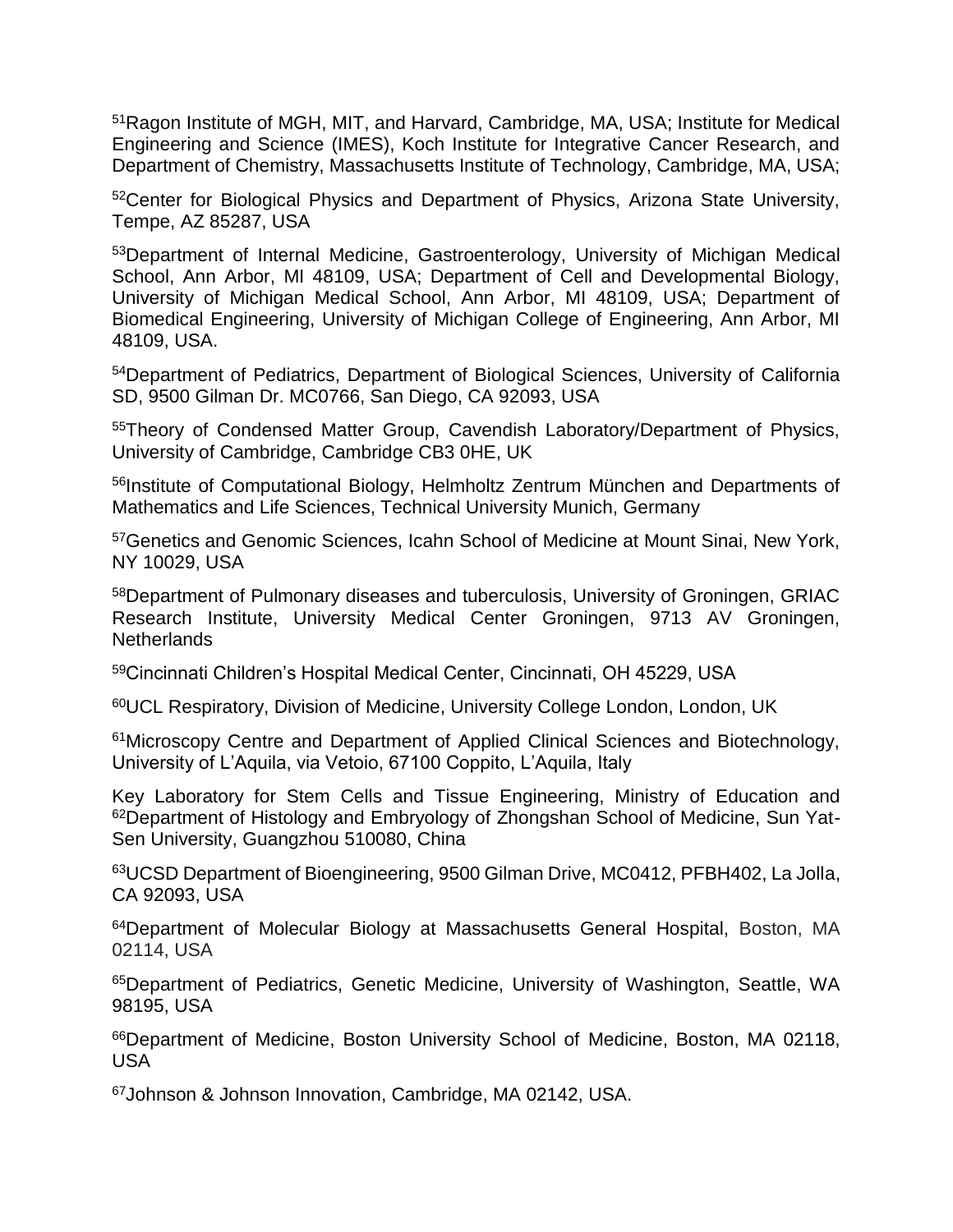[51]Ragon Institute of MGH, MIT, and Harvard, Cambridge, MA, USA; Institute for Medical Engineering and Science (IMES), Koch Institute for Integrative Cancer Research, and Department of Chemistry, Massachusetts Institute of Technology, Cambridge, MA, USA;

[52]Center for Biological Physics and Department of Physics, Arizona State University, Tempe, AZ 85287, USA

[53]Department of Internal Medicine, Gastroenterology, University of Michigan Medical School, Ann Arbor, MI 48109, USA; Department of Cell and Developmental Biology, University of Michigan Medical School, Ann Arbor, MI 48109, USA; Department of Biomedical Engineering, University of Michigan College of Engineering, Ann Arbor, MI 48109, USA.

[54]Department of Pediatrics, Department of Biological Sciences, University of California SD, 9500 Gilman Dr. MC0766, San Diego, CA 92093, USA

[55]Theory of Condensed Matter Group, Cavendish Laboratory/Department of Physics, University of Cambridge, Cambridge CB3 0HE, UK

[56]Institute of Computational Biology, Helmholtz Zentrum München and Departments of Mathematics and Life Sciences, Technical University Munich, Germany

[57]Genetics and Genomic Sciences, Icahn School of Medicine at Mount Sinai, New York, NY 10029, USA

[58]Department of Pulmonary diseases and tuberculosis, University of Groningen, GRIAC Research Institute, University Medical Center Groningen, 9713 AV Groningen, Netherlands

[59]Cincinnati Children's Hospital Medical Center, Cincinnati, OH 45229, USA

[60]UCL Respiratory, Division of Medicine, University College London, London, UK

[61]Microscopy Centre and Department of Applied Clinical Sciences and Biotechnology, University of L'Aquila, via Vetoio, 67100 Coppito, L'Aquila, Italy

Key Laboratory for Stem Cells and Tissue Engineering, Ministry of Education and [62]Department of Histology and Embryology of Zhongshan School of Medicine, Sun Yat-Sen University, Guangzhou 510080, China

[63]UCSD Department of Bioengineering, 9500 Gilman Drive, MC0412, PFBH402, La Jolla, CA 92093, USA

[64]Department of Molecular Biology at Massachusetts General Hospital, Boston, MA 02114, USA

[65]Department of Pediatrics, Genetic Medicine, University of Washington, Seattle, WA 98195, USA

[66]Department of Medicine, Boston University School of Medicine, Boston, MA 02118, USA

[67]Johnson & Johnson Innovation, Cambridge, MA 02142, USA.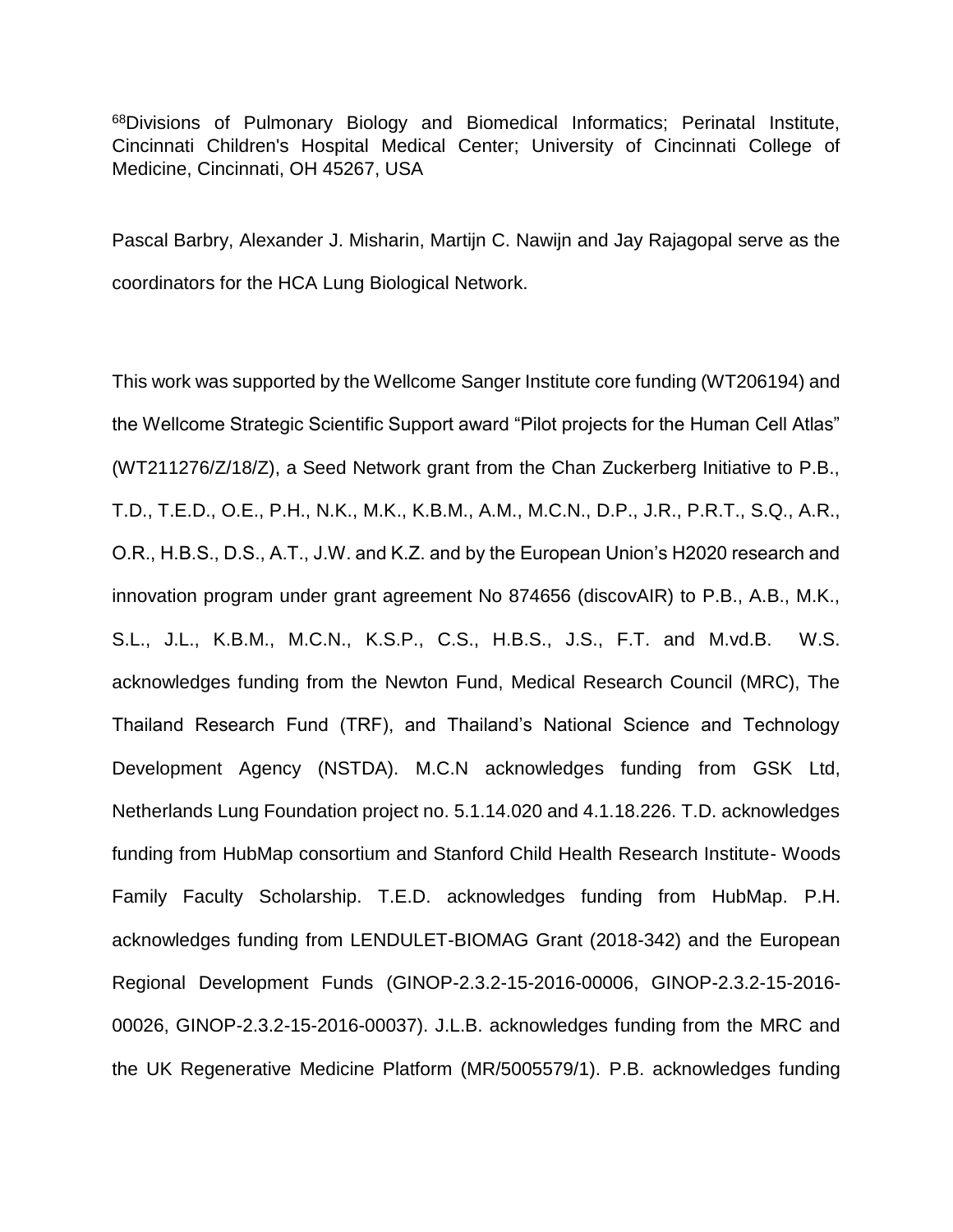[68]Divisions of Pulmonary Biology and Biomedical Informatics; Perinatal Institute, Cincinnati Children's Hospital Medical Center; University of Cincinnati College of Medicine, Cincinnati, OH 45267, USA

Pascal Barbry, Alexander J. Misharin, Martijn C. Nawijn and Jay Rajagopal serve as the coordinators for the HCA Lung Biological Network.

This work was supported by the Wellcome Sanger Institute core funding (WT206194) and the Wellcome Strategic Scientific Support award "Pilot projects for the Human Cell Atlas" (WT211276/Z/18/Z), a Seed Network grant from the Chan Zuckerberg Initiative to P.B., T.D., T.E.D., O.E., P.H., N.K., M.K., K.B.M., A.M., M.C.N., D.P., J.R., P.R.T., S.Q., A.R., O.R., H.B.S., D.S., A.T., J.W. and K.Z. and by the European Union's H2020 research and innovation program under grant agreement No 874656 (discovAIR) to P.B., A.B., M.K., S.L., J.L., K.B.M., M.C.N., K.S.P., C.S., H.B.S., J.S., F.T. and M.vd.B. W.S. acknowledges funding from the Newton Fund, Medical Research Council (MRC), The Thailand Research Fund (TRF), and Thailand's National Science and Technology Development Agency (NSTDA). M.C.N acknowledges funding from GSK Ltd, Netherlands Lung Foundation project no. 5.1.14.020 and 4.1.18.226. T.D. acknowledges funding from HubMap consortium and Stanford Child Health Research Institute- Woods Family Faculty Scholarship. T.E.D. acknowledges funding from HubMap. P.H. acknowledges funding from LENDULET-BIOMAG Grant (2018-342) and the European Regional Development Funds (GINOP-2.3.2-15-2016-00006, GINOP-2.3.2-15-2016-00026, GINOP-2.3.2-15-2016-00037). J.L.B. acknowledges funding from the MRC and the UK Regenerative Medicine Platform (MR/5005579/1). P.B. acknowledges funding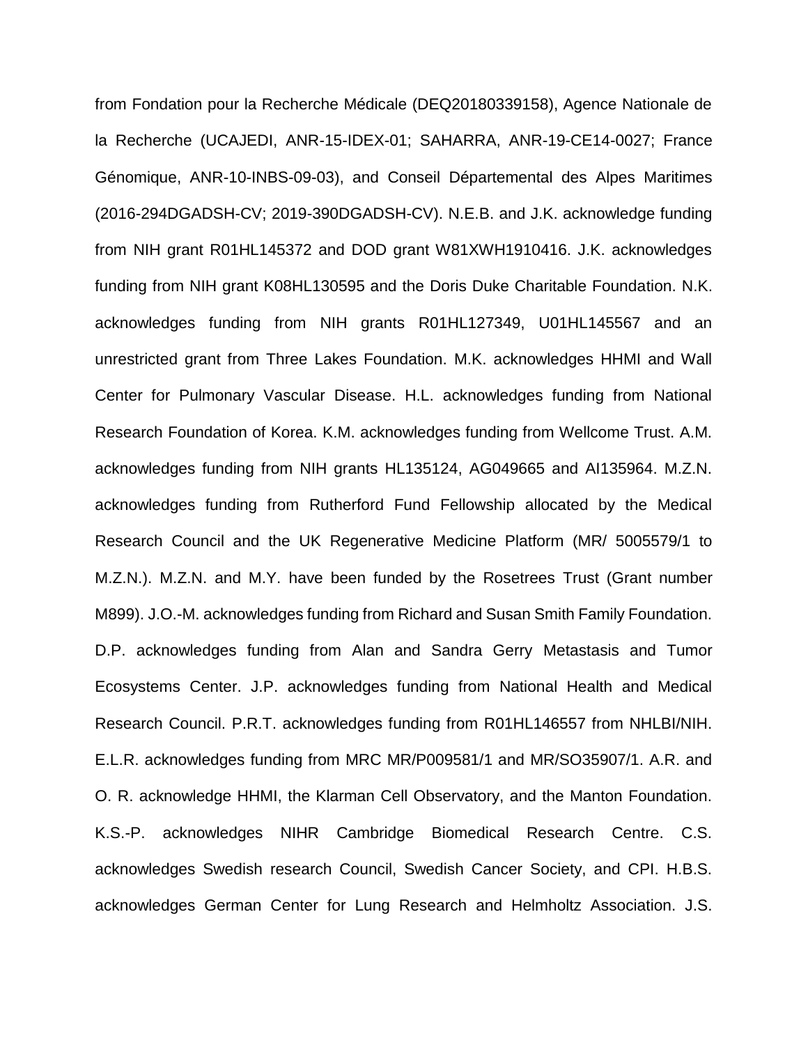from Fondation pour la Recherche Médicale (DEQ20180339158), Agence Nationale de la Recherche (UCAJEDI, ANR-15-IDEX-01; SAHARRA, ANR-19-CE14-0027; France Génomique, ANR-10-INBS-09-03), and Conseil Départemental des Alpes Maritimes (2016-294DGADSH-CV; 2019-390DGADSH-CV). N.E.B. and J.K. acknowledge funding from NIH grant R01HL145372 and DOD grant W81XWH1910416. J.K. acknowledges funding from NIH grant K08HL130595 and the Doris Duke Charitable Foundation. N.K. acknowledges funding from NIH grants R01HL127349, U01HL145567 and an unrestricted grant from Three Lakes Foundation. M.K. acknowledges HHMI and Wall Center for Pulmonary Vascular Disease. H.L. acknowledges funding from National Research Foundation of Korea. K.M. acknowledges funding from Wellcome Trust. A.M. acknowledges funding from NIH grants HL135124, AG049665 and AI135964. M.Z.N. acknowledges funding from Rutherford Fund Fellowship allocated by the Medical Research Council and the UK Regenerative Medicine Platform (MR/ 5005579/1 to M.Z.N.). M.Z.N. and M.Y. have been funded by the Rosetrees Trust (Grant number M899). J.O.-M. acknowledges funding from Richard and Susan Smith Family Foundation. D.P. acknowledges funding from Alan and Sandra Gerry Metastasis and Tumor Ecosystems Center. J.P. acknowledges funding from National Health and Medical Research Council. P.R.T. acknowledges funding from R01HL146557 from NHLBI/NIH. E.L.R. acknowledges funding from MRC MR/P009581/1 and MR/SO35907/1. A.R. and O. R. acknowledge HHMI, the Klarman Cell Observatory, and the Manton Foundation. K.S.-P. acknowledges NIHR Cambridge Biomedical Research Centre. C.S. acknowledges Swedish research Council, Swedish Cancer Society, and CPI. H.B.S. acknowledges German Center for Lung Research and Helmholtz Association. J.S.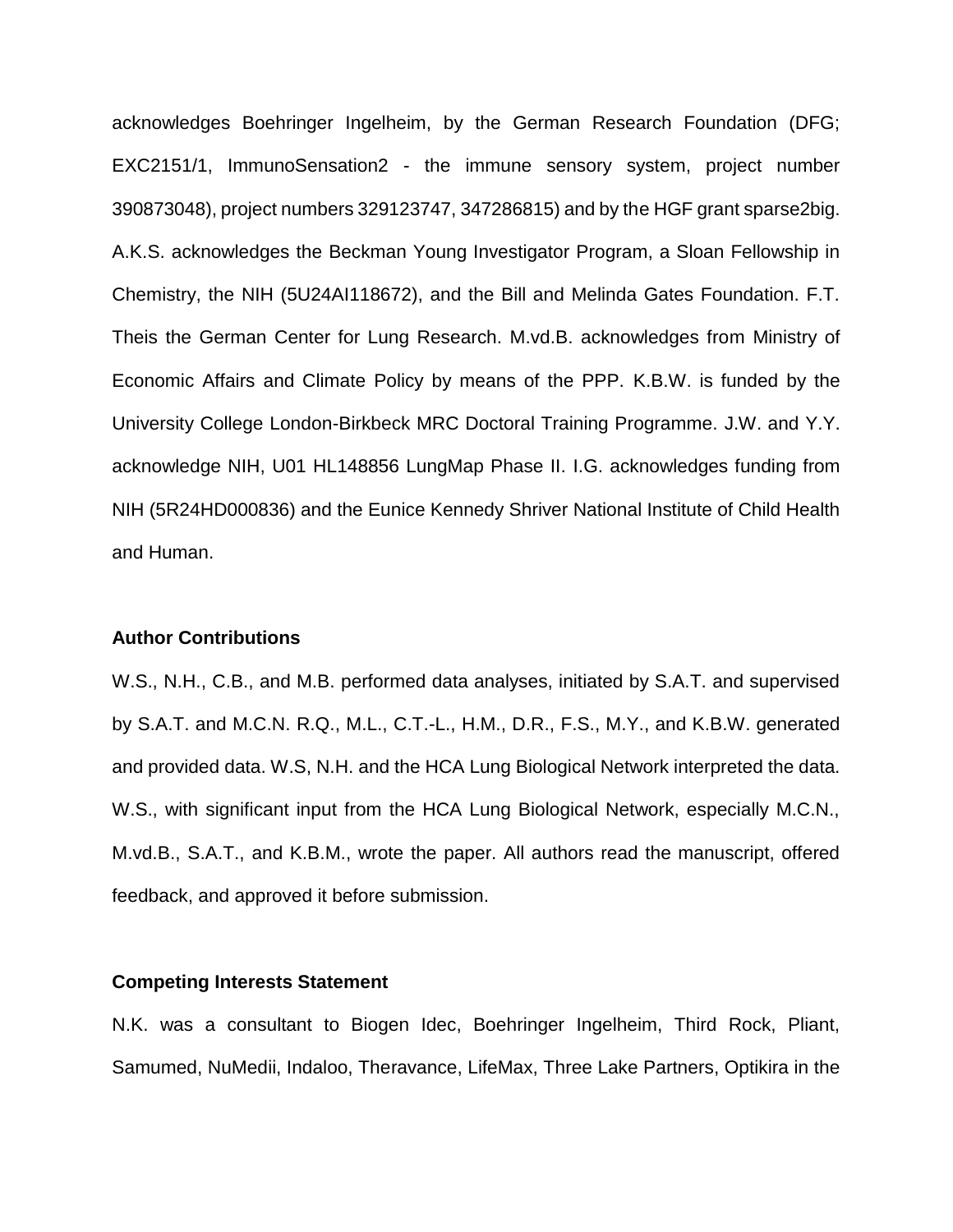acknowledges Boehringer Ingelheim, by the German Research Foundation (DFG; EXC2151/1, ImmunoSensation2 - the immune sensory system, project number 390873048), project numbers 329123747, 347286815) and by the HGF grant sparse2big. A.K.S. acknowledges the Beckman Young Investigator Program, a Sloan Fellowship in Chemistry, the NIH (5U24AI118672), and the Bill and Melinda Gates Foundation. F.T. Theis the German Center for Lung Research. M.vd.B. acknowledges from Ministry of Economic Affairs and Climate Policy by means of the PPP. K.B.W. is funded by the University College London-Birkbeck MRC Doctoral Training Programme. J.W. and Y.Y. acknowledge NIH, U01 HL148856 LungMap Phase II. I.G. acknowledges funding from NIH (5R24HD000836) and the Eunice Kennedy Shriver National Institute of Child Health and Human.

**Author Contributions**

W.S., N.H., C.B., and M.B. performed data analyses, initiated by S.A.T. and supervised by S.A.T. and M.C.N. R.Q., M.L., C.T.-L., H.M., D.R., F.S., M.Y., and K.B.W. generated and provided data. W.S, N.H. and the HCA Lung Biological Network interpreted the data. W.S., with significant input from the HCA Lung Biological Network, especially M.C.N., M.vd.B., S.A.T., and K.B.M., wrote the paper. All authors read the manuscript, offered feedback, and approved it before submission.

**Competing Interests Statement**

N.K. was a consultant to Biogen Idec, Boehringer Ingelheim, Third Rock, Pliant, Samumed, NuMedii, Indaloo, Theravance, LifeMax, Three Lake Partners, Optikira in the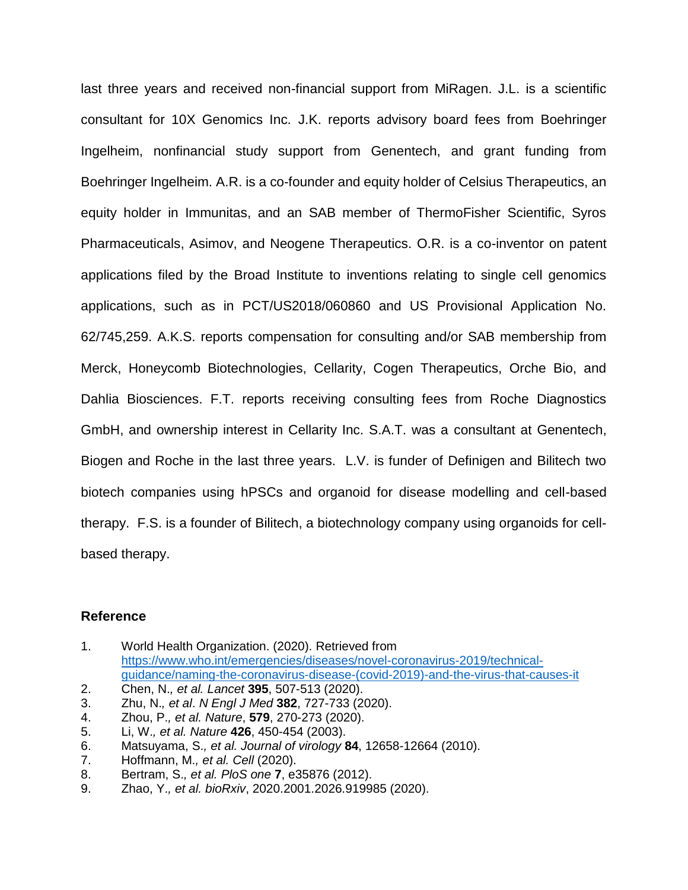last three years and received non-financial support from MiRagen. J.L. is a scientific consultant for 10X Genomics Inc. J.K. reports advisory board fees from Boehringer Ingelheim, nonfinancial study support from Genentech, and grant funding from Boehringer Ingelheim. A.R. is a co-founder and equity holder of Celsius Therapeutics, an equity holder in Immunitas, and an SAB member of ThermoFisher Scientific, Syros Pharmaceuticals, Asimov, and Neogene Therapeutics. O.R. is a co-inventor on patent applications filed by the Broad Institute to inventions relating to single cell genomics applications, such as in PCT/US2018/060860 and US Provisional Application No. 62/745,259. A.K.S. reports compensation for consulting and/or SAB membership from Merck, Honeycomb Biotechnologies, Cellarity, Cogen Therapeutics, Orche Bio, and Dahlia Biosciences. F.T. reports receiving consulting fees from Roche Diagnostics GmbH, and ownership interest in Cellarity Inc. S.A.T. was a consultant at Genentech, Biogen and Roche in the last three years. L.V. is funder of Definigen and Bilitech two biotech companies using hPSCs and organoid for disease modelling and cell-based therapy. F.S. is a founder of Bilitech, a biotechnology company using organoids for cell-based therapy.

## Reference

1. World Health Organization. (2020). Retrieved from https://www.who.int/emergencies/diseases/novel-coronavirus-2019/technical-guidance/naming-the-coronavirus-disease-(covid-2019)-and-the-virus-that-causes-it
2. Chen, N.*, et al. Lancet* **395**, 507-513 (2020).
3. Zhu, N.*, et al*. *N Engl J Med* **382**, 727-733 (2020).
4. Zhou, P.*, et al. Nature*, **579**, 270-273 (2020).
5. Li, W.*, et al. Nature* **426**, 450-454 (2003).
6. Matsuyama, S.*, et al. Journal of virology* **84**, 12658-12664 (2010).
7. Hoffmann, M.*, et al. Cell* (2020).
8. Bertram, S.*, et al. PloS one* **7**, e35876 (2012).
9. Zhao, Y.*, et al. bioRxiv*, 2020.2001.2026.919985 (2020).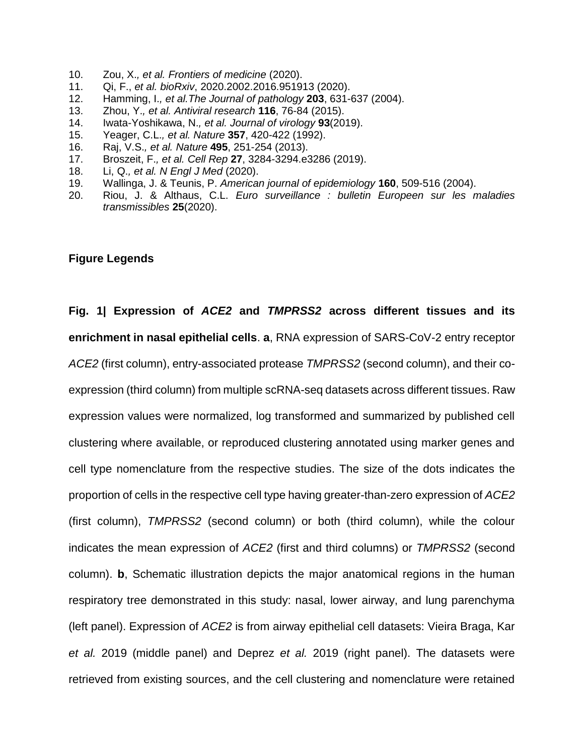10. Zou, X., *et al. Frontiers of medicine* (2020).
11. Qi, F., *et al. bioRxiv*, 2020.2002.2016.951913 (2020).
12. Hamming, I., *et al.The Journal of pathology* **203**, 631-637 (2004).
13. Zhou, Y., *et al. Antiviral research* **116**, 76-84 (2015).
14. Iwata-Yoshikawa, N., *et al. Journal of virology* **93**(2019).
15. Yeager, C.L., *et al. Nature* **357**, 420-422 (1992).
16. Raj, V.S., *et al. Nature* **495**, 251-254 (2013).
17. Broszeit, F., *et al. Cell Rep* **27**, 3284-3294.e3286 (2019).
18. Li, Q., *et al. N Engl J Med* (2020).
19. Wallinga, J. & Teunis, P. *American journal of epidemiology* **160**, 509-516 (2004).
20. Riou, J. & Althaus, C.L. *Euro surveillance : bulletin Europeen sur les maladies transmissibles* **25**(2020).

### Figure Legends

**Fig. 1| Expression of *ACE2* and *TMPRSS2* across different tissues and its enrichment in nasal epithelial cells**. **a**, RNA expression of SARS-CoV-2 entry receptor *ACE2* (first column), entry-associated protease *TMPRSS2* (second column), and their co-expression (third column) from multiple scRNA-seq datasets across different tissues. Raw expression values were normalized, log transformed and summarized by published cell clustering where available, or reproduced clustering annotated using marker genes and cell type nomenclature from the respective studies. The size of the dots indicates the proportion of cells in the respective cell type having greater-than-zero expression of *ACE2* (first column), *TMPRSS2* (second column) or both (third column), while the colour indicates the mean expression of *ACE2* (first and third columns) or *TMPRSS2* (second column). **b**, Schematic illustration depicts the major anatomical regions in the human respiratory tree demonstrated in this study: nasal, lower airway, and lung parenchyma (left panel). Expression of *ACE2* is from airway epithelial cell datasets: Vieira Braga, Kar *et al.* 2019 (middle panel) and Deprez *et al.* 2019 (right panel). The datasets were retrieved from existing sources, and the cell clustering and nomenclature were retained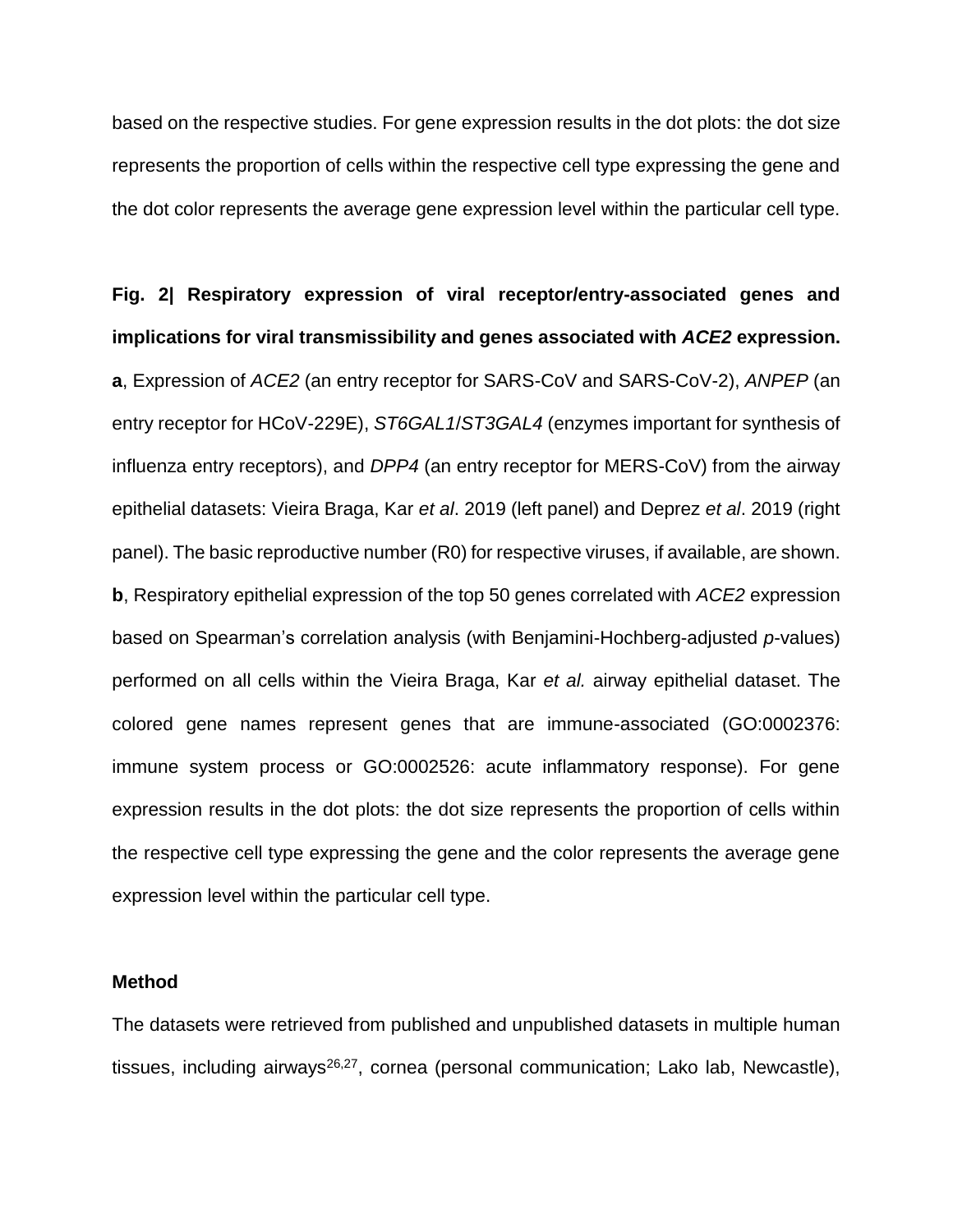based on the respective studies. For gene expression results in the dot plots: the dot size represents the proportion of cells within the respective cell type expressing the gene and the dot color represents the average gene expression level within the particular cell type.

**Fig. 2| Respiratory expression of viral receptor/entry-associated genes and implications for viral transmissibility and genes associated with *ACE2* expression.** **a**, Expression of *ACE2* (an entry receptor for SARS-CoV and SARS-CoV-2), *ANPEP* (an entry receptor for HCoV-229E), *ST6GAL1*/*ST3GAL4* (enzymes important for synthesis of influenza entry receptors), and *DPP4* (an entry receptor for MERS-CoV) from the airway epithelial datasets: Vieira Braga, Kar *et al*. 2019 (left panel) and Deprez *et al*. 2019 (right panel). The basic reproductive number (R0) for respective viruses, if available, are shown. **b**, Respiratory epithelial expression of the top 50 genes correlated with *ACE2* expression based on Spearman's correlation analysis (with Benjamini-Hochberg-adjusted *p*-values) performed on all cells within the Vieira Braga, Kar *et al.* airway epithelial dataset. The colored gene names represent genes that are immune-associated (GO:0002376: immune system process or GO:0002526: acute inflammatory response). For gene expression results in the dot plots: the dot size represents the proportion of cells within the respective cell type expressing the gene and the color represents the average gene expression level within the particular cell type.

### Method

The datasets were retrieved from published and unpublished datasets in multiple human tissues, including airways[26,27], cornea (personal communication; Lako lab, Newcastle),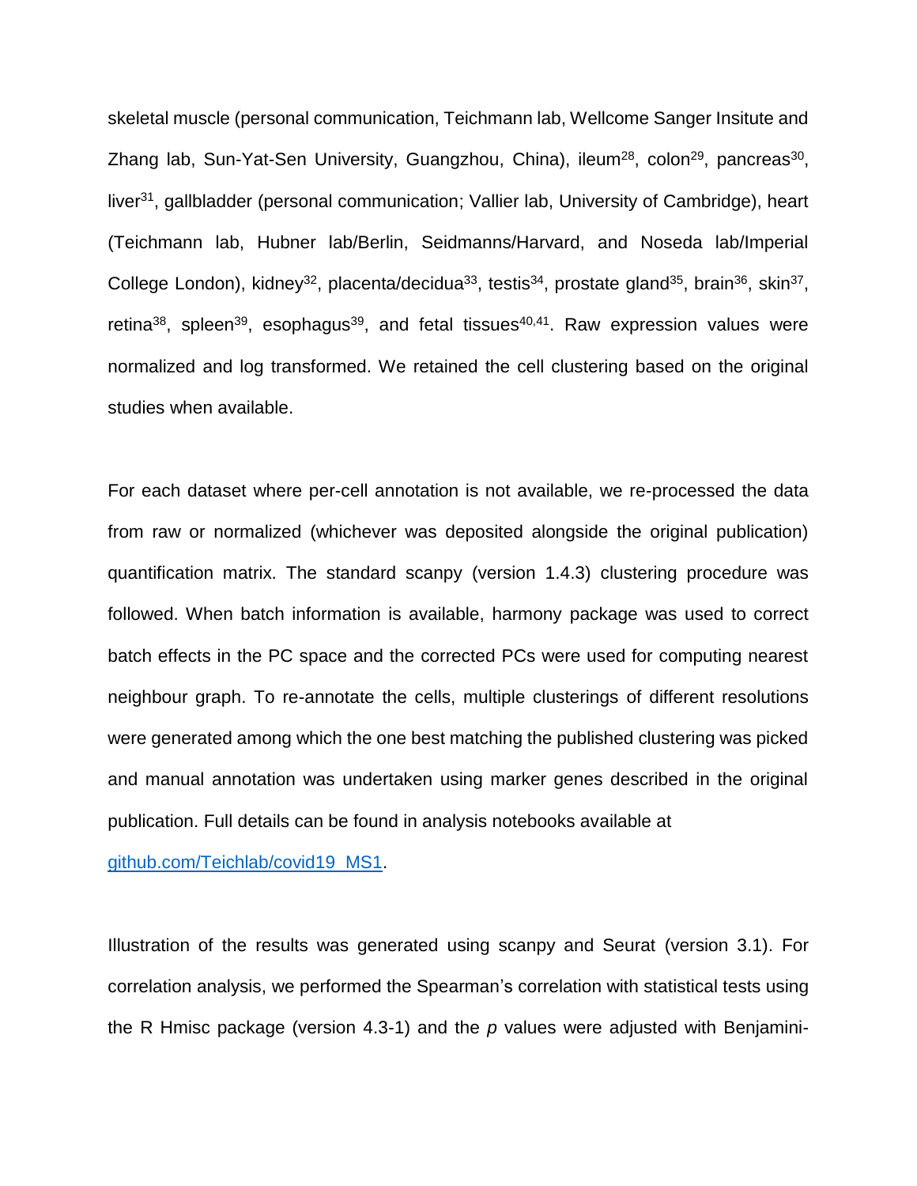skeletal muscle (personal communication, Teichmann lab, Wellcome Sanger Insitute and Zhang lab, Sun-Yat-Sen University, Guangzhou, China), ileum[28], colon[29], pancreas[30], liver[31], gallbladder (personal communication; Vallier lab, University of Cambridge), heart (Teichmann lab, Hubner lab/Berlin, Seidmanns/Harvard, and Noseda lab/Imperial College London), kidney[32], placenta/decidua[33], testis[34], prostate gland[35], brain[36], skin[37], retina[38], spleen[39], esophagus[39], and fetal tissues[40,41]. Raw expression values were normalized and log transformed. We retained the cell clustering based on the original studies when available.

For each dataset where per-cell annotation is not available, we re-processed the data from raw or normalized (whichever was deposited alongside the original publication) quantification matrix. The standard scanpy (version 1.4.3) clustering procedure was followed. When batch information is available, harmony package was used to correct batch effects in the PC space and the corrected PCs were used for computing nearest neighbour graph. To re-annotate the cells, multiple clusterings of different resolutions were generated among which the one best matching the published clustering was picked and manual annotation was undertaken using marker genes described in the original publication. Full details can be found in analysis notebooks available at [github.com/Teichlab/covid19_MS1](https://github.com/Teichlab/covid19_MS1).

Illustration of the results was generated using scanpy and Seurat (version 3.1). For correlation analysis, we performed the Spearman's correlation with statistical tests using the R Hmisc package (version 4.3-1) and the *p* values were adjusted with Benjamini-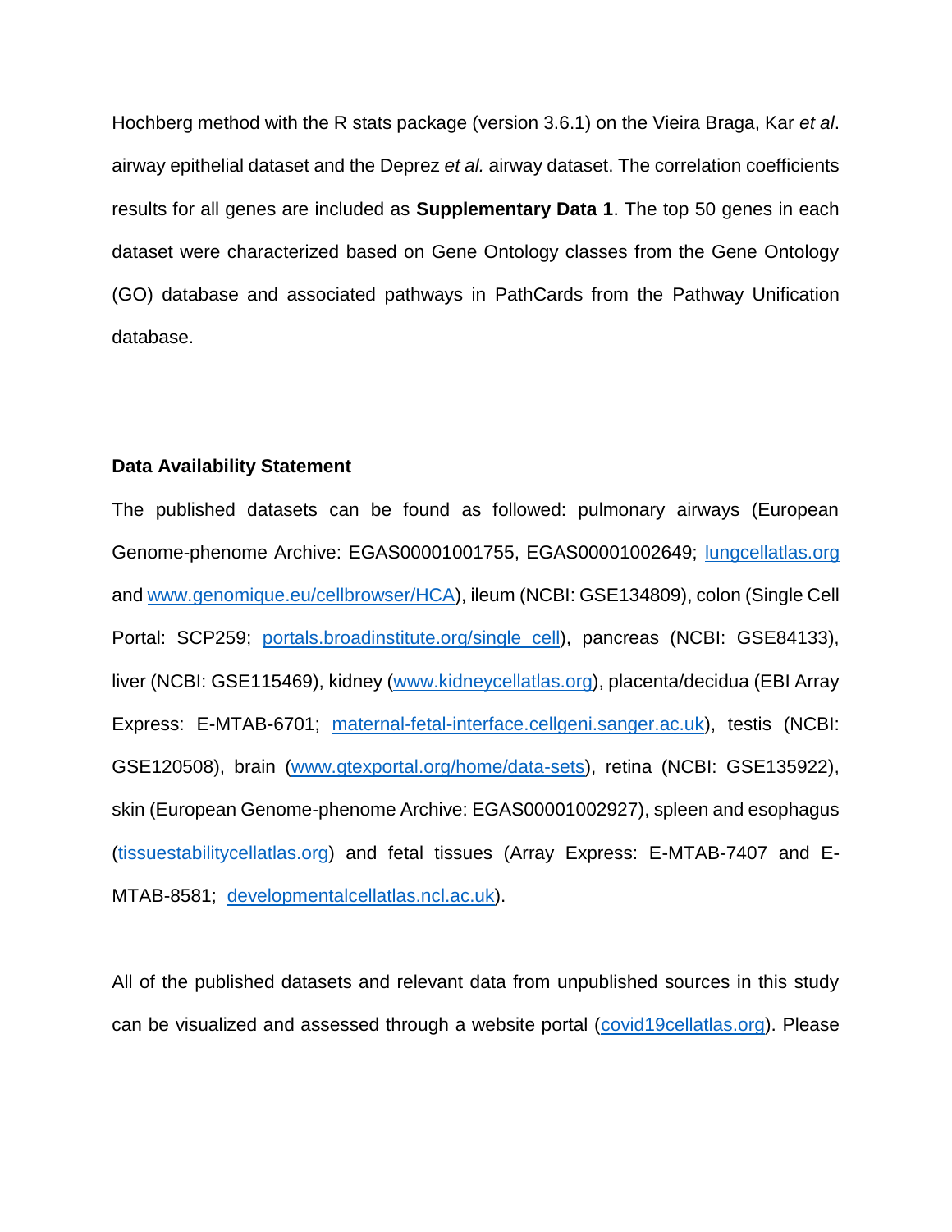Hochberg method with the R stats package (version 3.6.1) on the Vieira Braga, Kar *et al*. airway epithelial dataset and the Deprez *et al.* airway dataset. The correlation coefficients results for all genes are included as **Supplementary Data 1**. The top 50 genes in each dataset were characterized based on Gene Ontology classes from the Gene Ontology (GO) database and associated pathways in PathCards from the Pathway Unification database.

**Data Availability Statement**

The published datasets can be found as followed: pulmonary airways (European Genome-phenome Archive: EGAS00001001755, EGAS00001002649; lungcellatlas.org and www.genomique.eu/cellbrowser/HCA), ileum (NCBI: GSE134809), colon (Single Cell Portal: SCP259; portals.broadinstitute.org/single_cell), pancreas (NCBI: GSE84133), liver (NCBI: GSE115469), kidney (www.kidneycellatlas.org), placenta/decidua (EBI Array Express: E-MTAB-6701; maternal-fetal-interface.cellgeni.sanger.ac.uk), testis (NCBI: GSE120508), brain (www.gtexportal.org/home/data-sets), retina (NCBI: GSE135922), skin (European Genome-phenome Archive: EGAS00001002927), spleen and esophagus (tissuestabilitycellatlas.org) and fetal tissues (Array Express: E-MTAB-7407 and E-MTAB-8581; developmentalcellatlas.ncl.ac.uk).

All of the published datasets and relevant data from unpublished sources in this study can be visualized and assessed through a website portal (covid19cellatlas.org). Please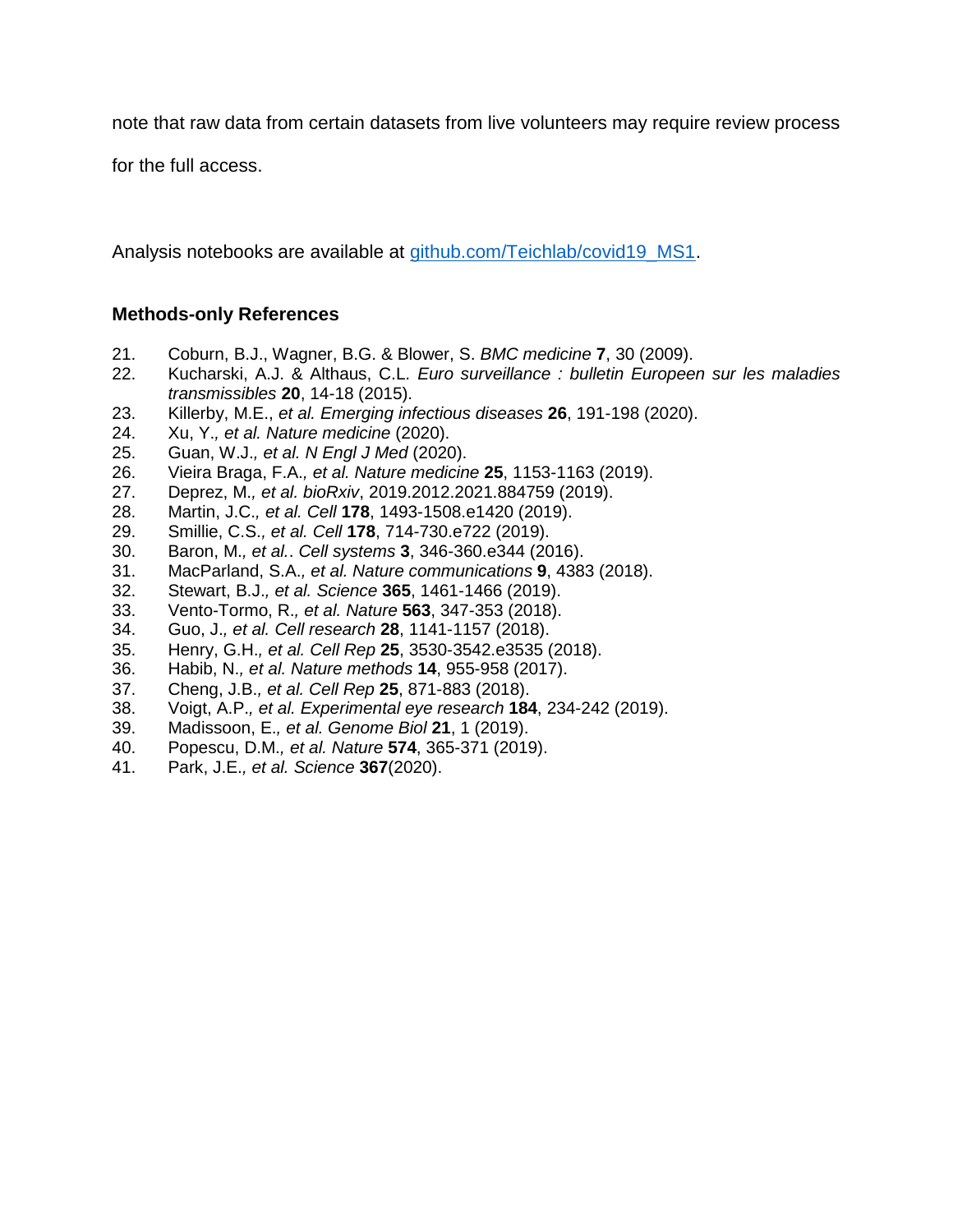note that raw data from certain datasets from live volunteers may require review process for the full access.

Analysis notebooks are available at github.com/Teichlab/covid19_MS1.

### Methods-only References

21. Coburn, B.J., Wagner, B.G. & Blower, S. *BMC medicine* **7**, 30 (2009).
22. Kucharski, A.J. & Althaus, C.L. *Euro surveillance : bulletin Europeen sur les maladies transmissibles* **20**, 14-18 (2015).
23. Killerby, M.E., *et al. Emerging infectious diseases* **26**, 191-198 (2020).
24. Xu, Y.*, et al. Nature medicine* (2020).
25. Guan, W.J.*, et al. N Engl J Med* (2020).
26. Vieira Braga, F.A.*, et al. Nature medicine* **25**, 1153-1163 (2019).
27. Deprez, M.*, et al. bioRxiv*, 2019.2012.2021.884759 (2019).
28. Martin, J.C.*, et al. Cell* **178**, 1493-1508.e1420 (2019).
29. Smillie, C.S.*, et al. Cell* **178**, 714-730.e722 (2019).
30. Baron, M.*, et al.*. *Cell systems* **3**, 346-360.e344 (2016).
31. MacParland, S.A.*, et al. Nature communications* **9**, 4383 (2018).
32. Stewart, B.J.*, et al. Science* **365**, 1461-1466 (2019).
33. Vento-Tormo, R.*, et al. Nature* **563**, 347-353 (2018).
34. Guo, J.*, et al. Cell research* **28**, 1141-1157 (2018).
35. Henry, G.H.*, et al. Cell Rep* **25**, 3530-3542.e3535 (2018).
36. Habib, N.*, et al. Nature methods* **14**, 955-958 (2017).
37. Cheng, J.B.*, et al. Cell Rep* **25**, 871-883 (2018).
38. Voigt, A.P.*, et al. Experimental eye research* **184**, 234-242 (2019).
39. Madissoon, E.*, et al. Genome Biol* **21**, 1 (2019).
40. Popescu, D.M.*, et al. Nature* **574**, 365-371 (2019).
41. Park, J.E.*, et al. Science* **367**(2020).